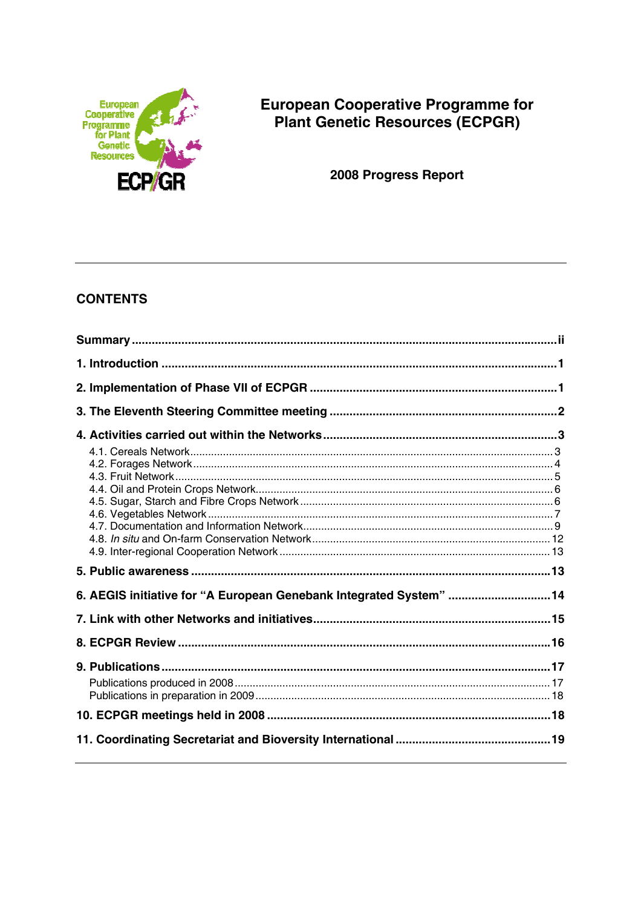# European Cooperative Programme for Plant Genetic Resources (ECPGR)

## 2008 Progress Report

## CONTENTS

**Summary** ........ ii

**1. Introduction** ........ 1

**2. Implementation of Phase VII of ECPGR** ........ 1

**3. The Eleventh Steering Committee meeting** ........ 2

**4. Activities carried out within the Networks** ........ 3

- 4.1. Cereals Network ........ 3
- 4.2. Forages Network ........ 4
- 4.3. Fruit Network ........ 5
- 4.4. Oil and Protein Crops Network ........ 6
- 4.5. Sugar, Starch and Fibre Crops Network ........ 6
- 4.6. Vegetables Network ........ 7
- 4.7. Documentation and Information Network ........ 9
- 4.8. *In situ* and On-farm Conservation Network ........ 12
- 4.9. Inter-regional Cooperation Network ........ 13

**5. Public awareness** ........ 13

**6. AEGIS initiative for "A European Genebank Integrated System"** ........ 14

**7. Link with other Networks and initiatives** ........ 15

**8. ECPGR Review** ........ 16

**9. Publications** ........ 17

- Publications produced in 2008 ........ 17
- Publications in preparation in 2009 ........ 18

**10. ECPGR meetings held in 2008** ........ 18

**11. Coordinating Secretariat and Bioversity International** ........ 19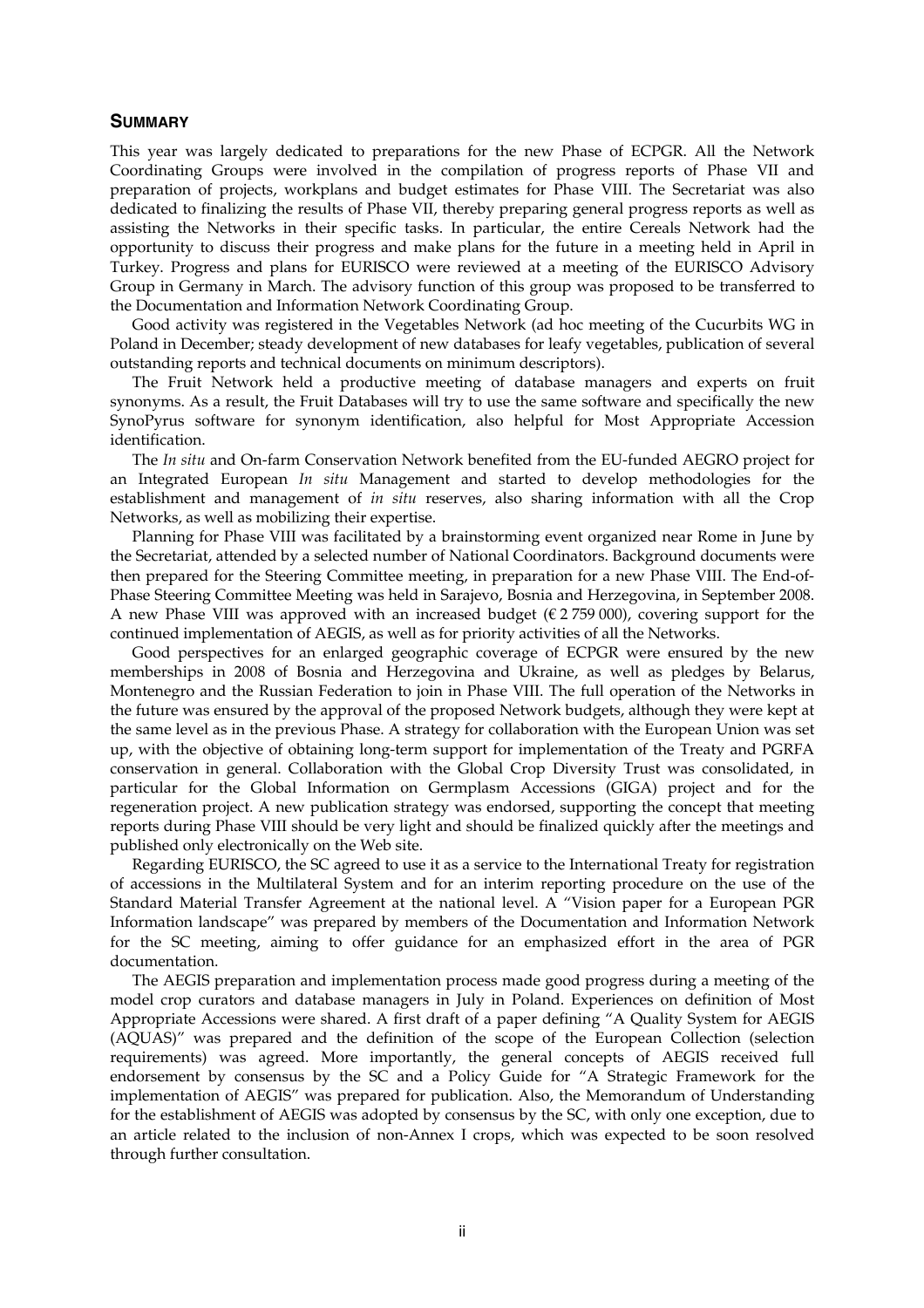## SUMMARY

This year was largely dedicated to preparations for the new Phase of ECPGR. All the Network Coordinating Groups were involved in the compilation of progress reports of Phase VII and preparation of projects, workplans and budget estimates for Phase VIII. The Secretariat was also dedicated to finalizing the results of Phase VII, thereby preparing general progress reports as well as assisting the Networks in their specific tasks. In particular, the entire Cereals Network had the opportunity to discuss their progress and make plans for the future in a meeting held in April in Turkey. Progress and plans for EURISCO were reviewed at a meeting of the EURISCO Advisory Group in Germany in March. The advisory function of this group was proposed to be transferred to the Documentation and Information Network Coordinating Group.

Good activity was registered in the Vegetables Network (ad hoc meeting of the Cucurbits WG in Poland in December; steady development of new databases for leafy vegetables, publication of several outstanding reports and technical documents on minimum descriptors).

The Fruit Network held a productive meeting of database managers and experts on fruit synonyms. As a result, the Fruit Databases will try to use the same software and specifically the new SynoPyrus software for synonym identification, also helpful for Most Appropriate Accession identification.

The *In situ* and On-farm Conservation Network benefited from the EU-funded AEGRO project for an Integrated European *In situ* Management and started to develop methodologies for the establishment and management of *in situ* reserves, also sharing information with all the Crop Networks, as well as mobilizing their expertise.

Planning for Phase VIII was facilitated by a brainstorming event organized near Rome in June by the Secretariat, attended by a selected number of National Coordinators. Background documents were then prepared for the Steering Committee meeting, in preparation for a new Phase VIII. The End-of-Phase Steering Committee Meeting was held in Sarajevo, Bosnia and Herzegovina, in September 2008. A new Phase VIII was approved with an increased budget (€ 2 759 000), covering support for the continued implementation of AEGIS, as well as for priority activities of all the Networks.

Good perspectives for an enlarged geographic coverage of ECPGR were ensured by the new memberships in 2008 of Bosnia and Herzegovina and Ukraine, as well as pledges by Belarus, Montenegro and the Russian Federation to join in Phase VIII. The full operation of the Networks in the future was ensured by the approval of the proposed Network budgets, although they were kept at the same level as in the previous Phase. A strategy for collaboration with the European Union was set up, with the objective of obtaining long-term support for implementation of the Treaty and PGRFA conservation in general. Collaboration with the Global Crop Diversity Trust was consolidated, in particular for the Global Information on Germplasm Accessions (GIGA) project and for the regeneration project. A new publication strategy was endorsed, supporting the concept that meeting reports during Phase VIII should be very light and should be finalized quickly after the meetings and published only electronically on the Web site.

Regarding EURISCO, the SC agreed to use it as a service to the International Treaty for registration of accessions in the Multilateral System and for an interim reporting procedure on the use of the Standard Material Transfer Agreement at the national level. A "Vision paper for a European PGR Information landscape" was prepared by members of the Documentation and Information Network for the SC meeting, aiming to offer guidance for an emphasized effort in the area of PGR documentation.

The AEGIS preparation and implementation process made good progress during a meeting of the model crop curators and database managers in July in Poland. Experiences on definition of Most Appropriate Accessions were shared. A first draft of a paper defining "A Quality System for AEGIS (AQUAS)" was prepared and the definition of the scope of the European Collection (selection requirements) was agreed. More importantly, the general concepts of AEGIS received full endorsement by consensus by the SC and a Policy Guide for "A Strategic Framework for the implementation of AEGIS" was prepared for publication. Also, the Memorandum of Understanding for the establishment of AEGIS was adopted by consensus by the SC, with only one exception, due to an article related to the inclusion of non-Annex I crops, which was expected to be soon resolved through further consultation.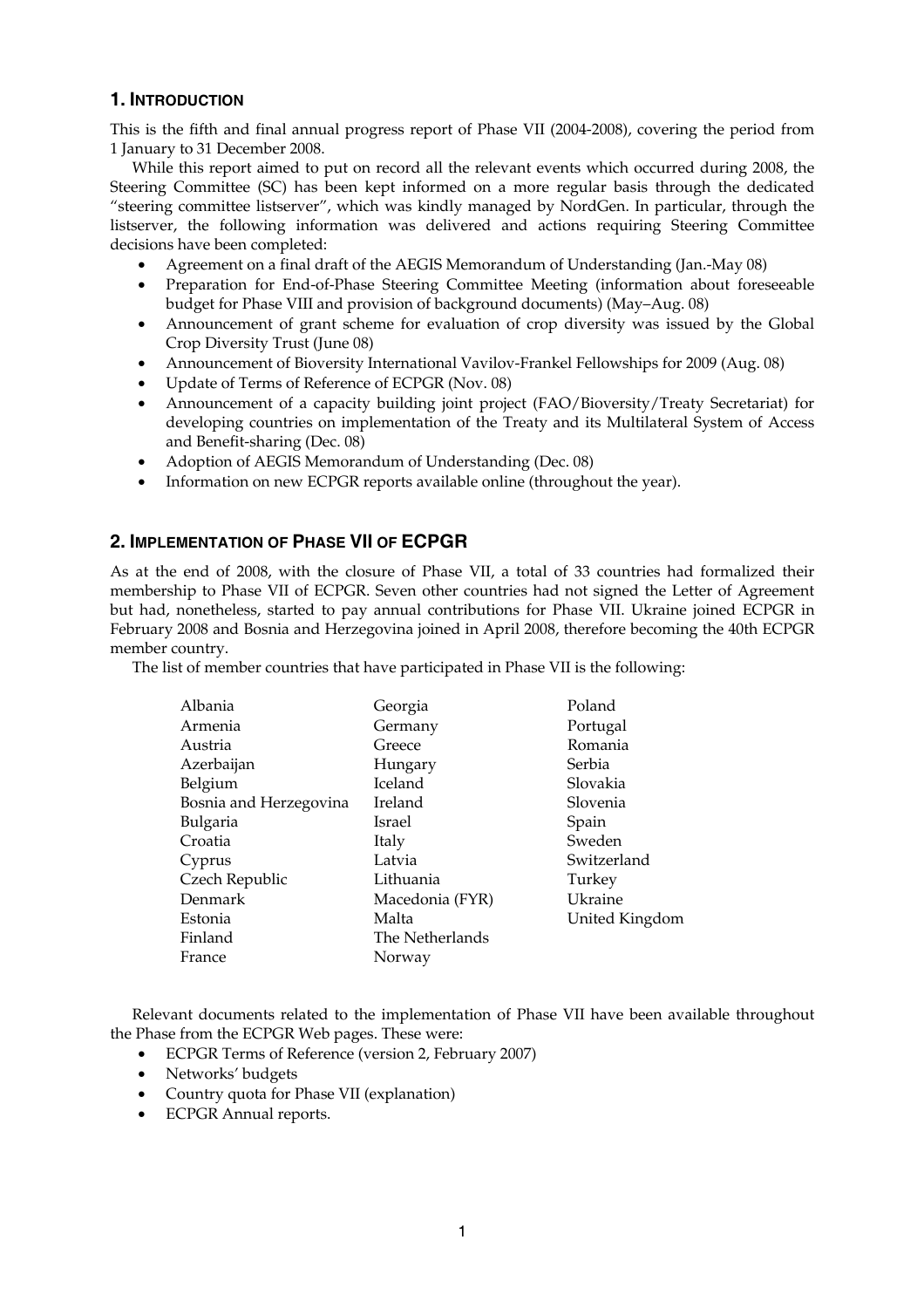## 1. INTRODUCTION

This is the fifth and final annual progress report of Phase VII (2004-2008), covering the period from 1 January to 31 December 2008.

While this report aimed to put on record all the relevant events which occurred during 2008, the Steering Committee (SC) has been kept informed on a more regular basis through the dedicated "steering committee listserver", which was kindly managed by NordGen. In particular, through the listserver, the following information was delivered and actions requiring Steering Committee decisions have been completed:

- Agreement on a final draft of the AEGIS Memorandum of Understanding (Jan.-May 08)
- Preparation for End-of-Phase Steering Committee Meeting (information about foreseeable budget for Phase VIII and provision of background documents) (May–Aug. 08)
- Announcement of grant scheme for evaluation of crop diversity was issued by the Global Crop Diversity Trust (June 08)
- Announcement of Bioversity International Vavilov-Frankel Fellowships for 2009 (Aug. 08)
- Update of Terms of Reference of ECPGR (Nov. 08)
- Announcement of a capacity building joint project (FAO/Bioversity/Treaty Secretariat) for developing countries on implementation of the Treaty and its Multilateral System of Access and Benefit-sharing (Dec. 08)
- Adoption of AEGIS Memorandum of Understanding (Dec. 08)
- Information on new ECPGR reports available online (throughout the year).

## 2. IMPLEMENTATION OF PHASE VII OF ECPGR

As at the end of 2008, with the closure of Phase VII, a total of 33 countries had formalized their membership to Phase VII of ECPGR. Seven other countries had not signed the Letter of Agreement but had, nonetheless, started to pay annual contributions for Phase VII. Ukraine joined ECPGR in February 2008 and Bosnia and Herzegovina joined in April 2008, therefore becoming the 40th ECPGR member country.

The list of member countries that have participated in Phase VII is the following:

| | | |
|---|---|---|
| Albania | Georgia | Poland |
| Armenia | Germany | Portugal |
| Austria | Greece | Romania |
| Azerbaijan | Hungary | Serbia |
| Belgium | Iceland | Slovakia |
| Bosnia and Herzegovina | Ireland | Slovenia |
| Bulgaria | Israel | Spain |
| Croatia | Italy | Sweden |
| Cyprus | Latvia | Switzerland |
| Czech Republic | Lithuania | Turkey |
| Denmark | Macedonia (FYR) | Ukraine |
| Estonia | Malta | United Kingdom |
| Finland | The Netherlands | |
| France | Norway | |

Relevant documents related to the implementation of Phase VII have been available throughout the Phase from the ECPGR Web pages. These were:

- ECPGR Terms of Reference (version 2, February 2007)
- Networks' budgets
- Country quota for Phase VII (explanation)
- ECPGR Annual reports.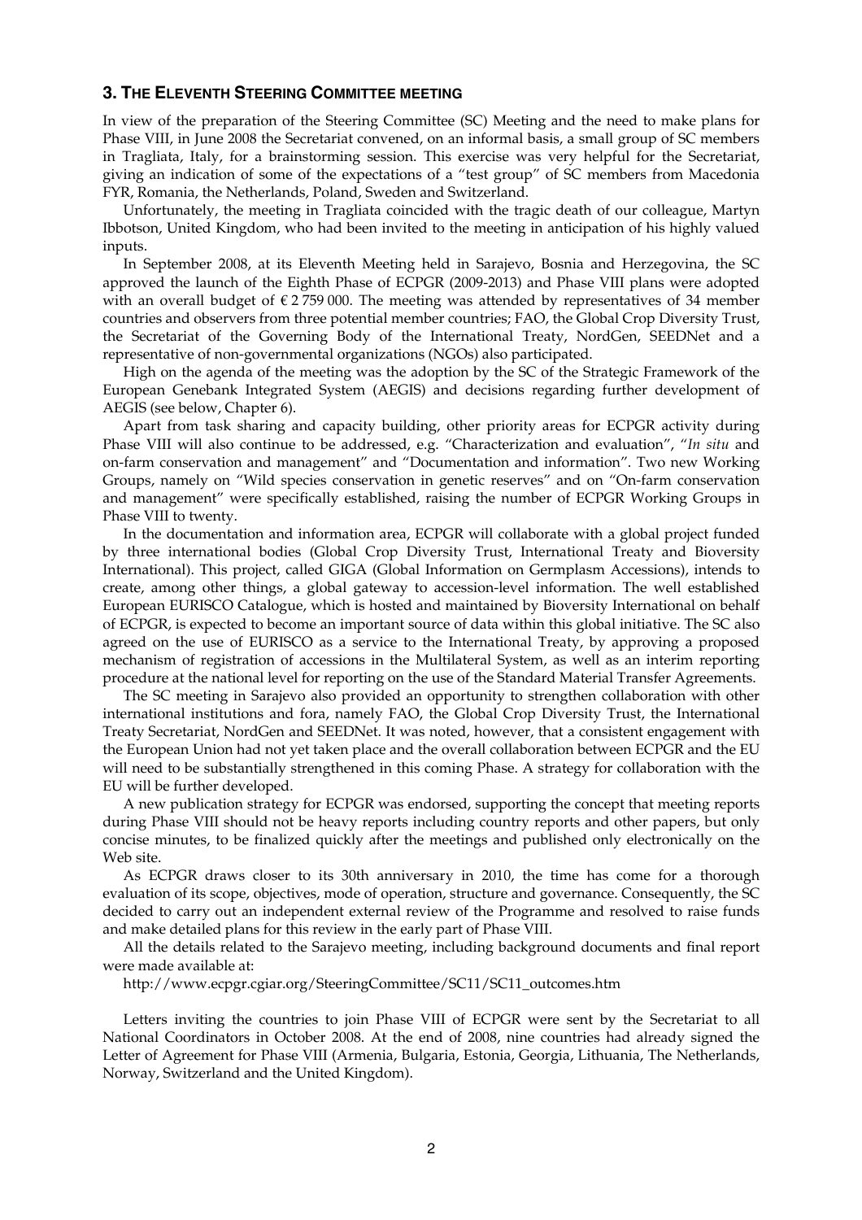## 3. The Eleventh Steering Committee meeting

In view of the preparation of the Steering Committee (SC) Meeting and the need to make plans for Phase VIII, in June 2008 the Secretariat convened, on an informal basis, a small group of SC members in Tragliata, Italy, for a brainstorming session. This exercise was very helpful for the Secretariat, giving an indication of some of the expectations of a "test group" of SC members from Macedonia FYR, Romania, the Netherlands, Poland, Sweden and Switzerland.

Unfortunately, the meeting in Tragliata coincided with the tragic death of our colleague, Martyn Ibbotson, United Kingdom, who had been invited to the meeting in anticipation of his highly valued inputs.

In September 2008, at its Eleventh Meeting held in Sarajevo, Bosnia and Herzegovina, the SC approved the launch of the Eighth Phase of ECPGR (2009-2013) and Phase VIII plans were adopted with an overall budget of € 2 759 000. The meeting was attended by representatives of 34 member countries and observers from three potential member countries; FAO, the Global Crop Diversity Trust, the Secretariat of the Governing Body of the International Treaty, NordGen, SEEDNet and a representative of non-governmental organizations (NGOs) also participated.

High on the agenda of the meeting was the adoption by the SC of the Strategic Framework of the European Genebank Integrated System (AEGIS) and decisions regarding further development of AEGIS (see below, Chapter 6).

Apart from task sharing and capacity building, other priority areas for ECPGR activity during Phase VIII will also continue to be addressed, e.g. "Characterization and evaluation", "*In situ* and on-farm conservation and management" and "Documentation and information". Two new Working Groups, namely on "Wild species conservation in genetic reserves" and on "On-farm conservation and management" were specifically established, raising the number of ECPGR Working Groups in Phase VIII to twenty.

In the documentation and information area, ECPGR will collaborate with a global project funded by three international bodies (Global Crop Diversity Trust, International Treaty and Bioversity International). This project, called GIGA (Global Information on Germplasm Accessions), intends to create, among other things, a global gateway to accession-level information. The well established European EURISCO Catalogue, which is hosted and maintained by Bioversity International on behalf of ECPGR, is expected to become an important source of data within this global initiative. The SC also agreed on the use of EURISCO as a service to the International Treaty, by approving a proposed mechanism of registration of accessions in the Multilateral System, as well as an interim reporting procedure at the national level for reporting on the use of the Standard Material Transfer Agreements.

The SC meeting in Sarajevo also provided an opportunity to strengthen collaboration with other international institutions and fora, namely FAO, the Global Crop Diversity Trust, the International Treaty Secretariat, NordGen and SEEDNet. It was noted, however, that a consistent engagement with the European Union had not yet taken place and the overall collaboration between ECPGR and the EU will need to be substantially strengthened in this coming Phase. A strategy for collaboration with the EU will be further developed.

A new publication strategy for ECPGR was endorsed, supporting the concept that meeting reports during Phase VIII should not be heavy reports including country reports and other papers, but only concise minutes, to be finalized quickly after the meetings and published only electronically on the Web site.

As ECPGR draws closer to its 30th anniversary in 2010, the time has come for a thorough evaluation of its scope, objectives, mode of operation, structure and governance. Consequently, the SC decided to carry out an independent external review of the Programme and resolved to raise funds and make detailed plans for this review in the early part of Phase VIII.

All the details related to the Sarajevo meeting, including background documents and final report were made available at:

http://www.ecpgr.cgiar.org/SteeringCommittee/SC11/SC11_outcomes.htm

Letters inviting the countries to join Phase VIII of ECPGR were sent by the Secretariat to all National Coordinators in October 2008. At the end of 2008, nine countries had already signed the Letter of Agreement for Phase VIII (Armenia, Bulgaria, Estonia, Georgia, Lithuania, The Netherlands, Norway, Switzerland and the United Kingdom).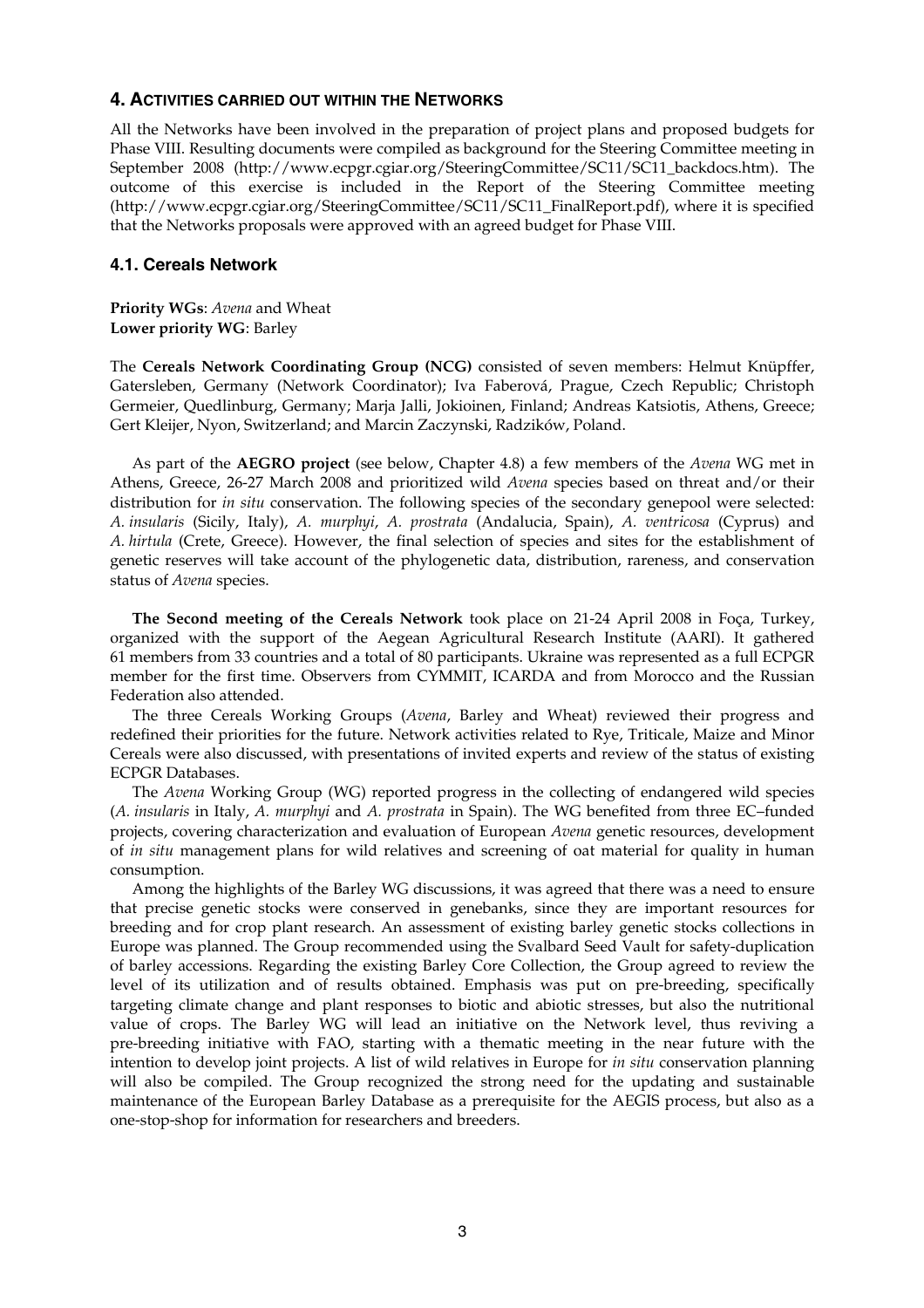## 4. ACTIVITIES CARRIED OUT WITHIN THE NETWORKS

All the Networks have been involved in the preparation of project plans and proposed budgets for Phase VIII. Resulting documents were compiled as background for the Steering Committee meeting in September 2008 (http://www.ecpgr.cgiar.org/SteeringCommittee/SC11/SC11_backdocs.htm). The outcome of this exercise is included in the Report of the Steering Committee meeting (http://www.ecpgr.cgiar.org/SteeringCommittee/SC11/SC11_FinalReport.pdf), where it is specified that the Networks proposals were approved with an agreed budget for Phase VIII.

### 4.1. Cereals Network

**Priority WGs**: *Avena* and Wheat
**Lower priority WG**: Barley

The **Cereals Network Coordinating Group (NCG)** consisted of seven members: Helmut Knüpffer, Gatersleben, Germany (Network Coordinator); Iva Faberová, Prague, Czech Republic; Christoph Germeier, Quedlinburg, Germany; Marja Jalli, Jokioinen, Finland; Andreas Katsiotis, Athens, Greece; Gert Kleijer, Nyon, Switzerland; and Marcin Zaczynski, Radzików, Poland.

As part of the **AEGRO project** (see below, Chapter 4.8) a few members of the *Avena* WG met in Athens, Greece, 26-27 March 2008 and prioritized wild *Avena* species based on threat and/or their distribution for *in situ* conservation. The following species of the secondary genepool were selected: *A. insularis* (Sicily, Italy), *A. murphyi*, *A. prostrata* (Andalucia, Spain), *A. ventricosa* (Cyprus) and *A. hirtula* (Crete, Greece). However, the final selection of species and sites for the establishment of genetic reserves will take account of the phylogenetic data, distribution, rareness, and conservation status of *Avena* species.

**The Second meeting of the Cereals Network** took place on 21-24 April 2008 in Foça, Turkey, organized with the support of the Aegean Agricultural Research Institute (AARI). It gathered 61 members from 33 countries and a total of 80 participants. Ukraine was represented as a full ECPGR member for the first time. Observers from CYMMIT, ICARDA and from Morocco and the Russian Federation also attended.

The three Cereals Working Groups (*Avena*, Barley and Wheat) reviewed their progress and redefined their priorities for the future. Network activities related to Rye, Triticale, Maize and Minor Cereals were also discussed, with presentations of invited experts and review of the status of existing ECPGR Databases.

The *Avena* Working Group (WG) reported progress in the collecting of endangered wild species (*A. insularis* in Italy, *A. murphyi* and *A. prostrata* in Spain). The WG benefited from three EC–funded projects, covering characterization and evaluation of European *Avena* genetic resources, development of *in situ* management plans for wild relatives and screening of oat material for quality in human consumption.

Among the highlights of the Barley WG discussions, it was agreed that there was a need to ensure that precise genetic stocks were conserved in genebanks, since they are important resources for breeding and for crop plant research. An assessment of existing barley genetic stocks collections in Europe was planned. The Group recommended using the Svalbard Seed Vault for safety-duplication of barley accessions. Regarding the existing Barley Core Collection, the Group agreed to review the level of its utilization and of results obtained. Emphasis was put on pre-breeding, specifically targeting climate change and plant responses to biotic and abiotic stresses, but also the nutritional value of crops. The Barley WG will lead an initiative on the Network level, thus reviving a pre-breeding initiative with FAO, starting with a thematic meeting in the near future with the intention to develop joint projects. A list of wild relatives in Europe for *in situ* conservation planning will also be compiled. The Group recognized the strong need for the updating and sustainable maintenance of the European Barley Database as a prerequisite for the AEGIS process, but also as a one-stop-shop for information for researchers and breeders.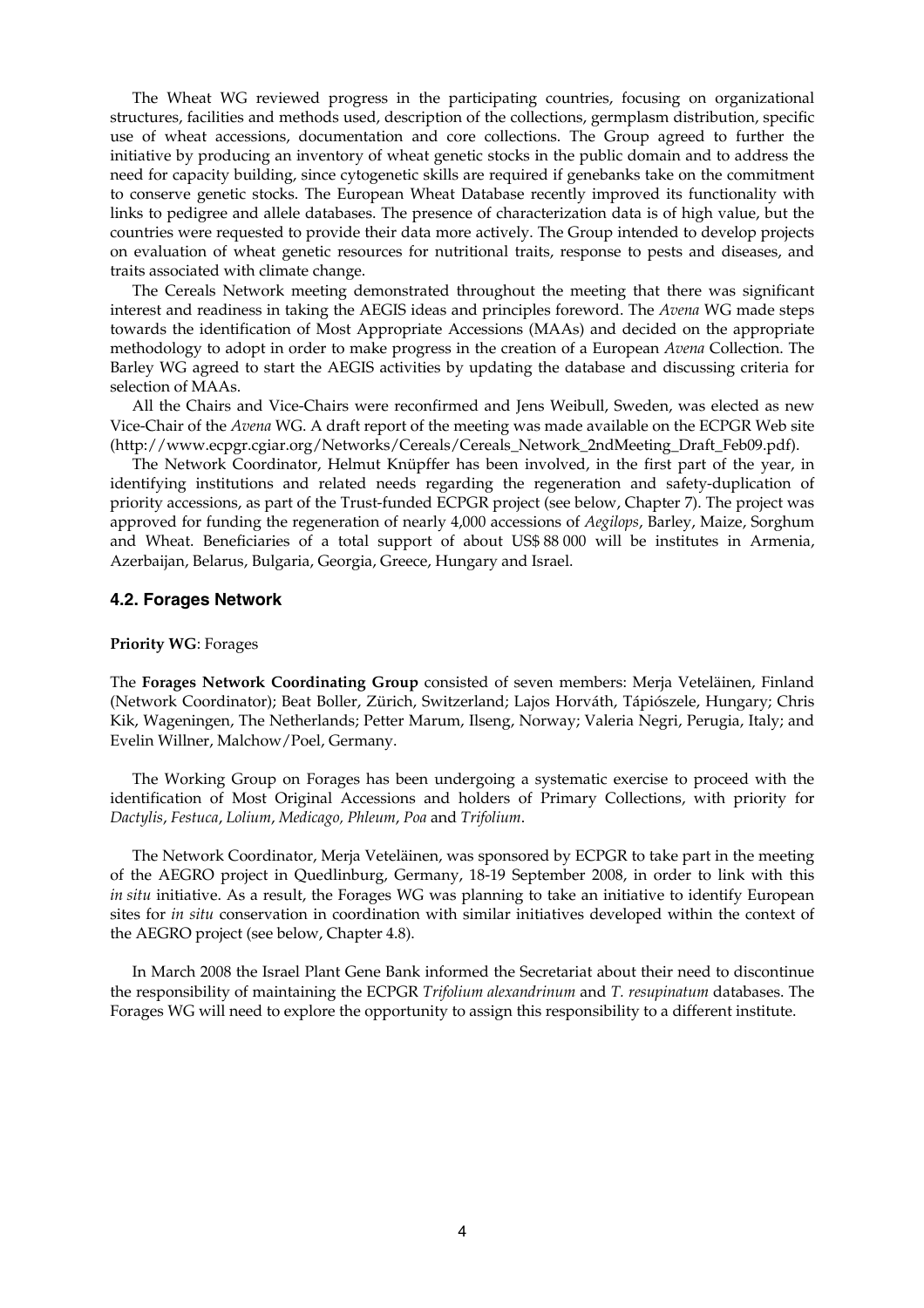The Wheat WG reviewed progress in the participating countries, focusing on organizational structures, facilities and methods used, description of the collections, germplasm distribution, specific use of wheat accessions, documentation and core collections. The Group agreed to further the initiative by producing an inventory of wheat genetic stocks in the public domain and to address the need for capacity building, since cytogenetic skills are required if genebanks take on the commitment to conserve genetic stocks. The European Wheat Database recently improved its functionality with links to pedigree and allele databases. The presence of characterization data is of high value, but the countries were requested to provide their data more actively. The Group intended to develop projects on evaluation of wheat genetic resources for nutritional traits, response to pests and diseases, and traits associated with climate change.

The Cereals Network meeting demonstrated throughout the meeting that there was significant interest and readiness in taking the AEGIS ideas and principles foreword. The *Avena* WG made steps towards the identification of Most Appropriate Accessions (MAAs) and decided on the appropriate methodology to adopt in order to make progress in the creation of a European *Avena* Collection. The Barley WG agreed to start the AEGIS activities by updating the database and discussing criteria for selection of MAAs.

All the Chairs and Vice-Chairs were reconfirmed and Jens Weibull, Sweden, was elected as new Vice-Chair of the *Avena* WG. A draft report of the meeting was made available on the ECPGR Web site (http://www.ecpgr.cgiar.org/Networks/Cereals/Cereals_Network_2ndMeeting_Draft_Feb09.pdf).

The Network Coordinator, Helmut Knüpffer has been involved, in the first part of the year, in identifying institutions and related needs regarding the regeneration and safety-duplication of priority accessions, as part of the Trust-funded ECPGR project (see below, Chapter 7). The project was approved for funding the regeneration of nearly 4,000 accessions of *Aegilops*, Barley, Maize, Sorghum and Wheat. Beneficiaries of a total support of about US$ 88 000 will be institutes in Armenia, Azerbaijan, Belarus, Bulgaria, Georgia, Greece, Hungary and Israel.

### 4.2. Forages Network

**Priority WG**: Forages

The **Forages Network Coordinating Group** consisted of seven members: Merja Veteläinen, Finland (Network Coordinator); Beat Boller, Zürich, Switzerland; Lajos Horváth, Tápiószele, Hungary; Chris Kik, Wageningen, The Netherlands; Petter Marum, Ilseng, Norway; Valeria Negri, Perugia, Italy; and Evelin Willner, Malchow/Poel, Germany.

The Working Group on Forages has been undergoing a systematic exercise to proceed with the identification of Most Original Accessions and holders of Primary Collections, with priority for *Dactylis*, *Festuca*, *Lolium*, *Medicago, Phleum*, *Poa* and *Trifolium*.

The Network Coordinator, Merja Veteläinen, was sponsored by ECPGR to take part in the meeting of the AEGRO project in Quedlinburg, Germany, 18-19 September 2008, in order to link with this *in situ* initiative. As a result, the Forages WG was planning to take an initiative to identify European sites for *in situ* conservation in coordination with similar initiatives developed within the context of the AEGRO project (see below, Chapter 4.8).

In March 2008 the Israel Plant Gene Bank informed the Secretariat about their need to discontinue the responsibility of maintaining the ECPGR *Trifolium alexandrinum* and *T. resupinatum* databases. The Forages WG will need to explore the opportunity to assign this responsibility to a different institute.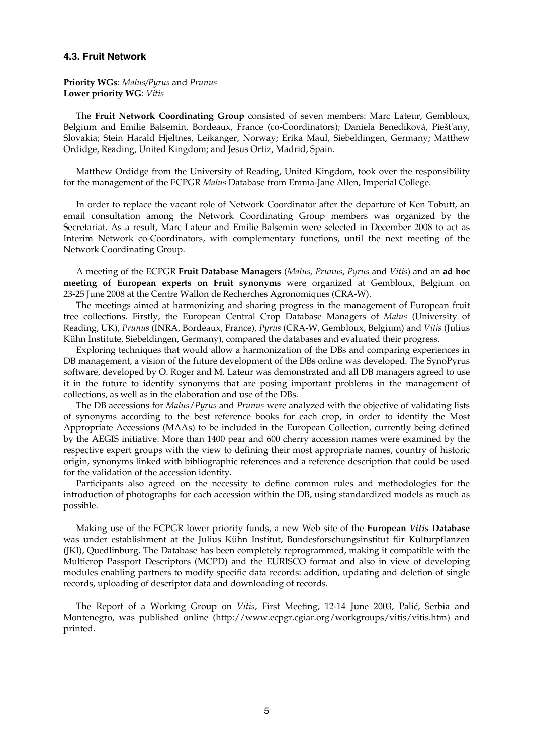### 4.3. Fruit Network

**Priority WGs**: *Malus/Pyrus* and *Prunus*
**Lower priority WG**: *Vitis*

The **Fruit Network Coordinating Group** consisted of seven members: Marc Lateur, Gembloux, Belgium and Emilie Balsemin, Bordeaux, France (co-Coordinators); Daniela Benediková, Piešťany, Slovakia; Stein Harald Hjeltnes, Leikanger, Norway; Erika Maul, Siebeldingen, Germany; Matthew Ordidge, Reading, United Kingdom; and Jesus Ortiz, Madrid, Spain.

Matthew Ordidge from the University of Reading, United Kingdom, took over the responsibility for the management of the ECPGR *Malus* Database from Emma-Jane Allen, Imperial College.

In order to replace the vacant role of Network Coordinator after the departure of Ken Tobutt, an email consultation among the Network Coordinating Group members was organized by the Secretariat. As a result, Marc Lateur and Emilie Balsemin were selected in December 2008 to act as Interim Network co-Coordinators, with complementary functions, until the next meeting of the Network Coordinating Group.

A meeting of the ECPGR **Fruit Database Managers** (*Malus, Prunus*, *Pyrus* and *Vitis*) and an **ad hoc meeting of European experts on Fruit synonyms** were organized at Gembloux, Belgium on 23-25 June 2008 at the Centre Wallon de Recherches Agronomiques (CRA-W).

The meetings aimed at harmonizing and sharing progress in the management of European fruit tree collections. Firstly, the European Central Crop Database Managers of *Malus* (University of Reading, UK), *Prunus* (INRA, Bordeaux, France), *Pyrus* (CRA-W, Gembloux, Belgium) and *Vitis* (Julius Kühn Institute, Siebeldingen, Germany), compared the databases and evaluated their progress.

Exploring techniques that would allow a harmonization of the DBs and comparing experiences in DB management, a vision of the future development of the DBs online was developed. The SynoPyrus software, developed by O. Roger and M. Lateur was demonstrated and all DB managers agreed to use it in the future to identify synonyms that are posing important problems in the management of collections, as well as in the elaboration and use of the DBs.

The DB accessions for *Malus*/*Pyrus* and *Prunus* were analyzed with the objective of validating lists of synonyms according to the best reference books for each crop, in order to identify the Most Appropriate Accessions (MAAs) to be included in the European Collection, currently being defined by the AEGIS initiative. More than 1400 pear and 600 cherry accession names were examined by the respective expert groups with the view to defining their most appropriate names, country of historic origin, synonyms linked with bibliographic references and a reference description that could be used for the validation of the accession identity.

Participants also agreed on the necessity to define common rules and methodologies for the introduction of photographs for each accession within the DB, using standardized models as much as possible.

Making use of the ECPGR lower priority funds, a new Web site of the **European *Vitis* Database** was under establishment at the Julius Kühn Institut, Bundesforschungsinstitut für Kulturpflanzen (JKI), Quedlinburg. The Database has been completely reprogrammed, making it compatible with the Multicrop Passport Descriptors (MCPD) and the EURISCO format and also in view of developing modules enabling partners to modify specific data records: addition, updating and deletion of single records, uploading of descriptor data and downloading of records.

The Report of a Working Group on *Vitis*, First Meeting, 12-14 June 2003, Palić, Serbia and Montenegro, was published online (http://www.ecpgr.cgiar.org/workgroups/vitis/vitis.htm) and printed.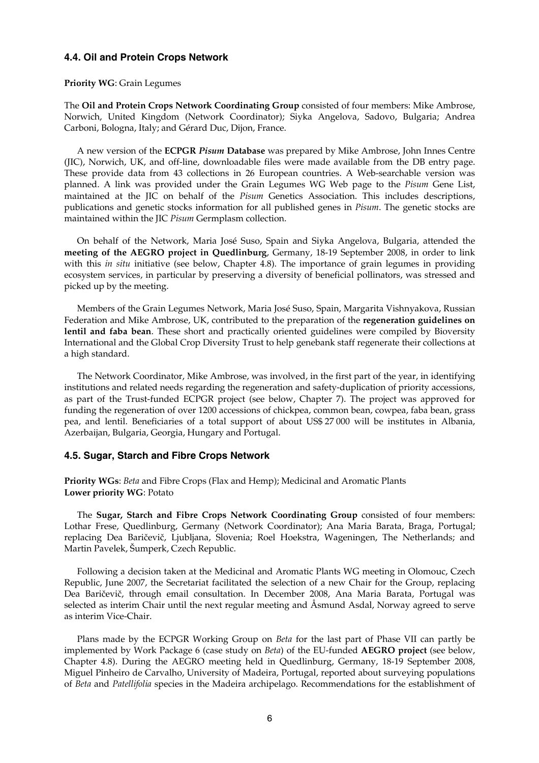### 4.4. Oil and Protein Crops Network

**Priority WG**: Grain Legumes

The **Oil and Protein Crops Network Coordinating Group** consisted of four members: Mike Ambrose, Norwich, United Kingdom (Network Coordinator); Siyka Angelova, Sadovo, Bulgaria; Andrea Carboni, Bologna, Italy; and Gérard Duc, Dijon, France.

A new version of the **ECPGR *Pisum* Database** was prepared by Mike Ambrose, John Innes Centre (JIC), Norwich, UK, and off-line, downloadable files were made available from the DB entry page. These provide data from 43 collections in 26 European countries. A Web-searchable version was planned. A link was provided under the Grain Legumes WG Web page to the *Pisum* Gene List, maintained at the JIC on behalf of the *Pisum* Genetics Association. This includes descriptions, publications and genetic stocks information for all published genes in *Pisum*. The genetic stocks are maintained within the JIC *Pisum* Germplasm collection.

On behalf of the Network, Maria José Suso, Spain and Siyka Angelova, Bulgaria, attended the **meeting of the AEGRO project in Quedlinburg**, Germany, 18-19 September 2008, in order to link with this *in situ* initiative (see below, Chapter 4.8). The importance of grain legumes in providing ecosystem services, in particular by preserving a diversity of beneficial pollinators, was stressed and picked up by the meeting.

Members of the Grain Legumes Network, Maria José Suso, Spain, Margarita Vishnyakova, Russian Federation and Mike Ambrose, UK, contributed to the preparation of the **regeneration guidelines on lentil and faba bean**. These short and practically oriented guidelines were compiled by Bioversity International and the Global Crop Diversity Trust to help genebank staff regenerate their collections at a high standard.

The Network Coordinator, Mike Ambrose, was involved, in the first part of the year, in identifying institutions and related needs regarding the regeneration and safety-duplication of priority accessions, as part of the Trust-funded ECPGR project (see below, Chapter 7). The project was approved for funding the regeneration of over 1200 accessions of chickpea, common bean, cowpea, faba bean, grass pea, and lentil. Beneficiaries of a total support of about US$ 27 000 will be institutes in Albania, Azerbaijan, Bulgaria, Georgia, Hungary and Portugal.

### 4.5. Sugar, Starch and Fibre Crops Network

**Priority WGs**: *Beta* and Fibre Crops (Flax and Hemp); Medicinal and Aromatic Plants
**Lower priority WG**: Potato

The **Sugar, Starch and Fibre Crops Network Coordinating Group** consisted of four members: Lothar Frese, Quedlinburg, Germany (Network Coordinator); Ana Maria Barata, Braga, Portugal; replacing Dea Baričevič, Ljubljana, Slovenia; Roel Hoekstra, Wageningen, The Netherlands; and Martin Pavelek, Šumperk, Czech Republic.

Following a decision taken at the Medicinal and Aromatic Plants WG meeting in Olomouc, Czech Republic, June 2007, the Secretariat facilitated the selection of a new Chair for the Group, replacing Dea Baričevič, through email consultation. In December 2008, Ana Maria Barata, Portugal was selected as interim Chair until the next regular meeting and Åsmund Asdal, Norway agreed to serve as interim Vice-Chair.

Plans made by the ECPGR Working Group on *Beta* for the last part of Phase VII can partly be implemented by Work Package 6 (case study on *Beta*) of the EU-funded **AEGRO project** (see below, Chapter 4.8). During the AEGRO meeting held in Quedlinburg, Germany, 18-19 September 2008, Miguel Pinheiro de Carvalho, University of Madeira, Portugal, reported about surveying populations of *Beta* and *Patellifolia* species in the Madeira archipelago. Recommendations for the establishment of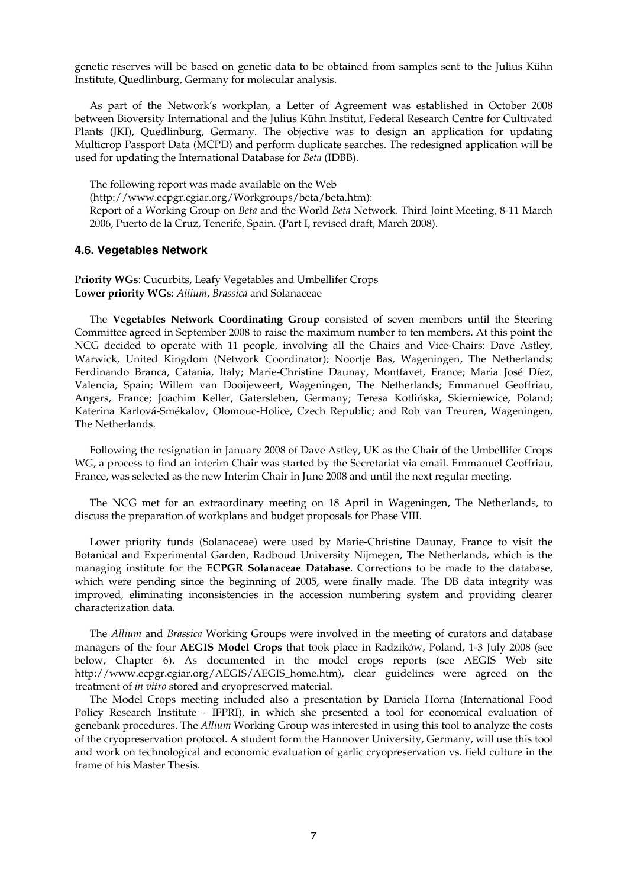genetic reserves will be based on genetic data to be obtained from samples sent to the Julius Kühn Institute, Quedlinburg, Germany for molecular analysis.

As part of the Network's workplan, a Letter of Agreement was established in October 2008 between Bioversity International and the Julius Kühn Institut, Federal Research Centre for Cultivated Plants (JKI), Quedlinburg, Germany. The objective was to design an application for updating Multicrop Passport Data (MCPD) and perform duplicate searches. The redesigned application will be used for updating the International Database for *Beta* (IDBB).

The following report was made available on the Web
(http://www.ecpgr.cgiar.org/Workgroups/beta/beta.htm):
Report of a Working Group on *Beta* and the World *Beta* Network. Third Joint Meeting, 8-11 March 2006, Puerto de la Cruz, Tenerife, Spain. (Part I, revised draft, March 2008).

### 4.6. Vegetables Network

**Priority WGs**: Cucurbits, Leafy Vegetables and Umbellifer Crops
**Lower priority WGs**: *Allium*, *Brassica* and Solanaceae

The **Vegetables Network Coordinating Group** consisted of seven members until the Steering Committee agreed in September 2008 to raise the maximum number to ten members. At this point the NCG decided to operate with 11 people, involving all the Chairs and Vice-Chairs: Dave Astley, Warwick, United Kingdom (Network Coordinator); Noortje Bas, Wageningen, The Netherlands; Ferdinando Branca, Catania, Italy; Marie-Christine Daunay, Montfavet, France; Maria José Díez, Valencia, Spain; Willem van Dooijeweert, Wageningen, The Netherlands; Emmanuel Geoffriau, Angers, France; Joachim Keller, Gatersleben, Germany; Teresa Kotlińska, Skierniewice, Poland; Katerina Karlová-Smékalov, Olomouc-Holice, Czech Republic; and Rob van Treuren, Wageningen, The Netherlands.

Following the resignation in January 2008 of Dave Astley, UK as the Chair of the Umbellifer Crops WG, a process to find an interim Chair was started by the Secretariat via email. Emmanuel Geoffriau, France, was selected as the new Interim Chair in June 2008 and until the next regular meeting.

The NCG met for an extraordinary meeting on 18 April in Wageningen, The Netherlands, to discuss the preparation of workplans and budget proposals for Phase VIII.

Lower priority funds (Solanaceae) were used by Marie-Christine Daunay, France to visit the Botanical and Experimental Garden, Radboud University Nijmegen, The Netherlands, which is the managing institute for the **ECPGR Solanaceae Database**. Corrections to be made to the database, which were pending since the beginning of 2005, were finally made. The DB data integrity was improved, eliminating inconsistencies in the accession numbering system and providing clearer characterization data.

The *Allium* and *Brassica* Working Groups were involved in the meeting of curators and database managers of the four **AEGIS Model Crops** that took place in Radzików, Poland, 1-3 July 2008 (see below, Chapter 6). As documented in the model crops reports (see AEGIS Web site http://www.ecpgr.cgiar.org/AEGIS/AEGIS_home.htm), clear guidelines were agreed on the treatment of *in vitro* stored and cryopreserved material.

The Model Crops meeting included also a presentation by Daniela Horna (International Food Policy Research Institute - IFPRI), in which she presented a tool for economical evaluation of genebank procedures. The *Allium* Working Group was interested in using this tool to analyze the costs of the cryopreservation protocol. A student form the Hannover University, Germany, will use this tool and work on technological and economic evaluation of garlic cryopreservation vs. field culture in the frame of his Master Thesis.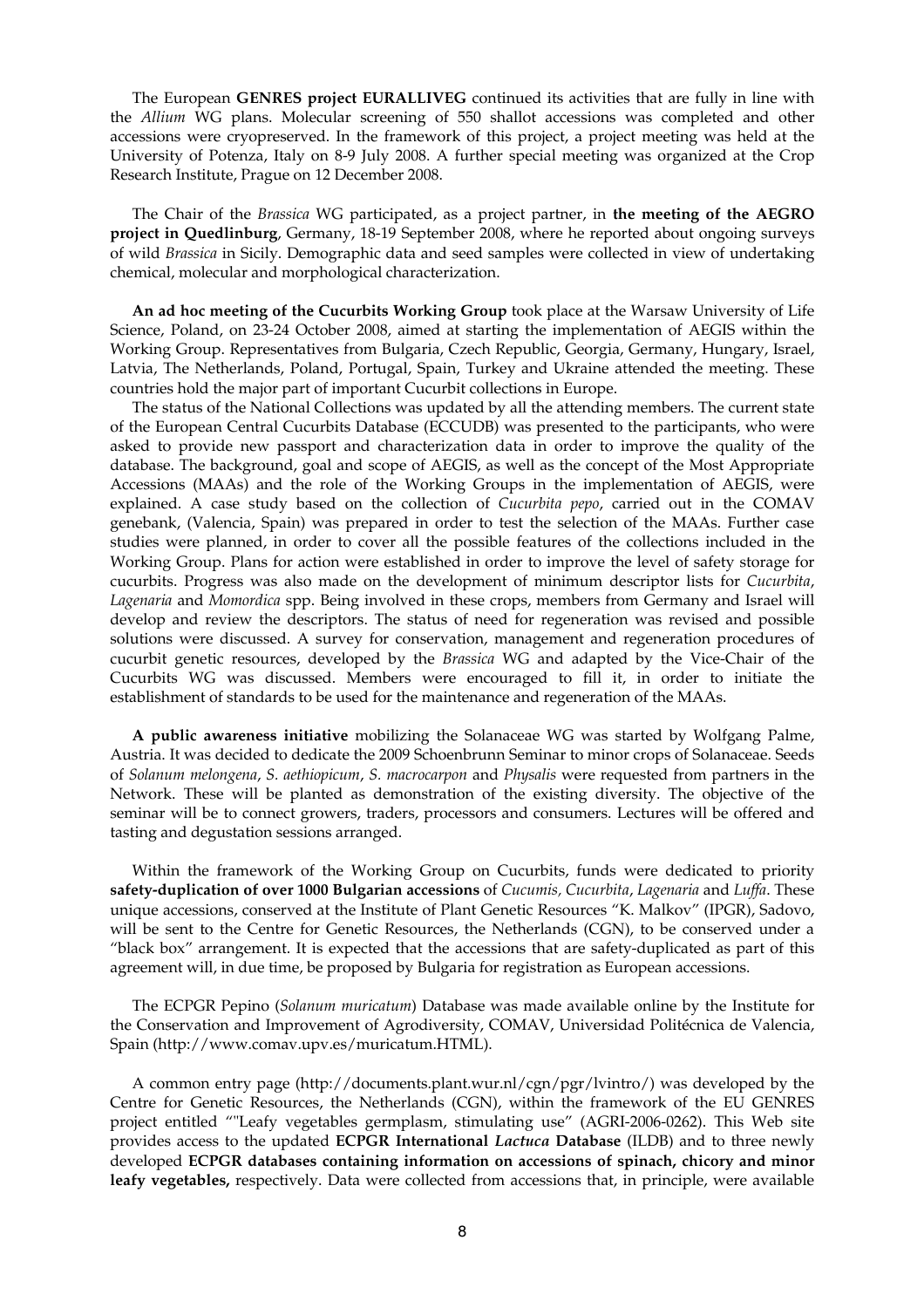The European **GENRES project EURALLIVEG** continued its activities that are fully in line with the *Allium* WG plans. Molecular screening of 550 shallot accessions was completed and other accessions were cryopreserved. In the framework of this project, a project meeting was held at the University of Potenza, Italy on 8-9 July 2008. A further special meeting was organized at the Crop Research Institute, Prague on 12 December 2008.

The Chair of the *Brassica* WG participated, as a project partner, in **the meeting of the AEGRO project in Quedlinburg**, Germany, 18-19 September 2008, where he reported about ongoing surveys of wild *Brassica* in Sicily. Demographic data and seed samples were collected in view of undertaking chemical, molecular and morphological characterization.

**An ad hoc meeting of the Cucurbits Working Group** took place at the Warsaw University of Life Science, Poland, on 23-24 October 2008, aimed at starting the implementation of AEGIS within the Working Group. Representatives from Bulgaria, Czech Republic, Georgia, Germany, Hungary, Israel, Latvia, The Netherlands, Poland, Portugal, Spain, Turkey and Ukraine attended the meeting. These countries hold the major part of important Cucurbit collections in Europe.

The status of the National Collections was updated by all the attending members. The current state of the European Central Cucurbits Database (ECCUDB) was presented to the participants, who were asked to provide new passport and characterization data in order to improve the quality of the database. The background, goal and scope of AEGIS, as well as the concept of the Most Appropriate Accessions (MAAs) and the role of the Working Groups in the implementation of AEGIS, were explained. A case study based on the collection of *Cucurbita pepo*, carried out in the COMAV genebank, (Valencia, Spain) was prepared in order to test the selection of the MAAs. Further case studies were planned, in order to cover all the possible features of the collections included in the Working Group. Plans for action were established in order to improve the level of safety storage for cucurbits. Progress was also made on the development of minimum descriptor lists for *Cucurbita*, *Lagenaria* and *Momordica* spp. Being involved in these crops, members from Germany and Israel will develop and review the descriptors. The status of need for regeneration was revised and possible solutions were discussed. A survey for conservation, management and regeneration procedures of cucurbit genetic resources, developed by the *Brassica* WG and adapted by the Vice-Chair of the Cucurbits WG was discussed. Members were encouraged to fill it, in order to initiate the establishment of standards to be used for the maintenance and regeneration of the MAAs.

**A public awareness initiative** mobilizing the Solanaceae WG was started by Wolfgang Palme, Austria. It was decided to dedicate the 2009 Schoenbrunn Seminar to minor crops of Solanaceae. Seeds of *Solanum melongena*, *S. aethiopicum*, *S. macrocarpon* and *Physalis* were requested from partners in the Network. These will be planted as demonstration of the existing diversity. The objective of the seminar will be to connect growers, traders, processors and consumers. Lectures will be offered and tasting and degustation sessions arranged.

Within the framework of the Working Group on Cucurbits, funds were dedicated to priority **safety-duplication of over 1000 Bulgarian accessions** of *Cucumis, Cucurbita*, *Lagenaria* and *Luffa*. These unique accessions, conserved at the Institute of Plant Genetic Resources "K. Malkov" (IPGR), Sadovo, will be sent to the Centre for Genetic Resources, the Netherlands (CGN), to be conserved under a "black box" arrangement. It is expected that the accessions that are safety-duplicated as part of this agreement will, in due time, be proposed by Bulgaria for registration as European accessions.

The ECPGR Pepino (*Solanum muricatum*) Database was made available online by the Institute for the Conservation and Improvement of Agrodiversity, COMAV, Universidad Politécnica de Valencia, Spain (http://www.comav.upv.es/muricatum.HTML).

A common entry page (http://documents.plant.wur.nl/cgn/pgr/lvintro/) was developed by the Centre for Genetic Resources, the Netherlands (CGN), within the framework of the EU GENRES project entitled ""Leafy vegetables germplasm, stimulating use" (AGRI-2006-0262). This Web site provides access to the updated **ECPGR International *Lactuca* Database** (ILDB) and to three newly developed **ECPGR databases containing information on accessions of spinach, chicory and minor leafy vegetables,** respectively. Data were collected from accessions that, in principle, were available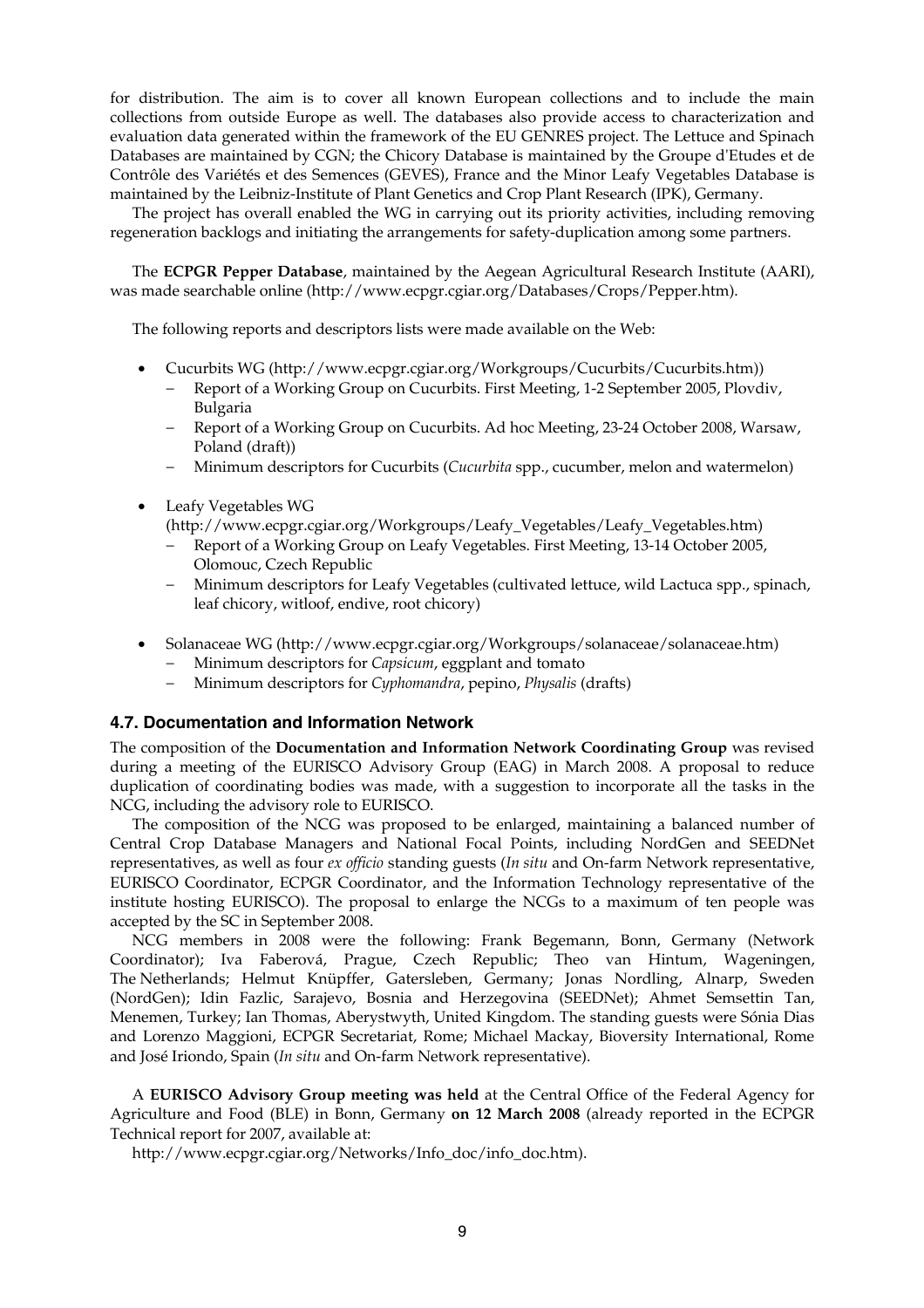for distribution. The aim is to cover all known European collections and to include the main collections from outside Europe as well. The databases also provide access to characterization and evaluation data generated within the framework of the EU GENRES project. The Lettuce and Spinach Databases are maintained by CGN; the Chicory Database is maintained by the Groupe d'Etudes et de Contrôle des Variétés et des Semences (GEVES), France and the Minor Leafy Vegetables Database is maintained by the Leibniz-Institute of Plant Genetics and Crop Plant Research (IPK), Germany.

The project has overall enabled the WG in carrying out its priority activities, including removing regeneration backlogs and initiating the arrangements for safety-duplication among some partners.

The **ECPGR Pepper Database**, maintained by the Aegean Agricultural Research Institute (AARI), was made searchable online (http://www.ecpgr.cgiar.org/Databases/Crops/Pepper.htm).

The following reports and descriptors lists were made available on the Web:

- Cucurbits WG (http://www.ecpgr.cgiar.org/Workgroups/Cucurbits/Cucurbits.htm))
  - Report of a Working Group on Cucurbits. First Meeting, 1-2 September 2005, Plovdiv, Bulgaria
  - Report of a Working Group on Cucurbits. Ad hoc Meeting, 23-24 October 2008, Warsaw, Poland (draft))
  - Minimum descriptors for Cucurbits (*Cucurbita* spp., cucumber, melon and watermelon)
- Leafy Vegetables WG (http://www.ecpgr.cgiar.org/Workgroups/Leafy_Vegetables/Leafy_Vegetables.htm)
  - Report of a Working Group on Leafy Vegetables. First Meeting, 13-14 October 2005, Olomouc, Czech Republic
  - Minimum descriptors for Leafy Vegetables (cultivated lettuce, wild Lactuca spp., spinach, leaf chicory, witloof, endive, root chicory)
- Solanaceae WG (http://www.ecpgr.cgiar.org/Workgroups/solanaceae/solanaceae.htm)
  - Minimum descriptors for *Capsicum*, eggplant and tomato
  - Minimum descriptors for *Cyphomandra*, pepino, *Physalis* (drafts)

### 4.7. Documentation and Information Network

The composition of the **Documentation and Information Network Coordinating Group** was revised during a meeting of the EURISCO Advisory Group (EAG) in March 2008. A proposal to reduce duplication of coordinating bodies was made, with a suggestion to incorporate all the tasks in the NCG, including the advisory role to EURISCO.

The composition of the NCG was proposed to be enlarged, maintaining a balanced number of Central Crop Database Managers and National Focal Points, including NordGen and SEEDNet representatives, as well as four *ex officio* standing guests (*In situ* and On-farm Network representative, EURISCO Coordinator, ECPGR Coordinator, and the Information Technology representative of the institute hosting EURISCO). The proposal to enlarge the NCGs to a maximum of ten people was accepted by the SC in September 2008.

NCG members in 2008 were the following: Frank Begemann, Bonn, Germany (Network Coordinator); Iva Faberová, Prague, Czech Republic; Theo van Hintum, Wageningen, The Netherlands; Helmut Knüpffer, Gatersleben, Germany; Jonas Nordling, Alnarp, Sweden (NordGen); Idin Fazlic, Sarajevo, Bosnia and Herzegovina (SEEDNet); Ahmet Semsettin Tan, Menemen, Turkey; Ian Thomas, Aberystwyth, United Kingdom. The standing guests were Sónia Dias and Lorenzo Maggioni, ECPGR Secretariat, Rome; Michael Mackay, Bioversity International, Rome and José Iriondo, Spain (*In situ* and On-farm Network representative).

A **EURISCO Advisory Group meeting was held** at the Central Office of the Federal Agency for Agriculture and Food (BLE) in Bonn, Germany **on 12 March 2008** (already reported in the ECPGR Technical report for 2007, available at:

http://www.ecpgr.cgiar.org/Networks/Info_doc/info_doc.htm).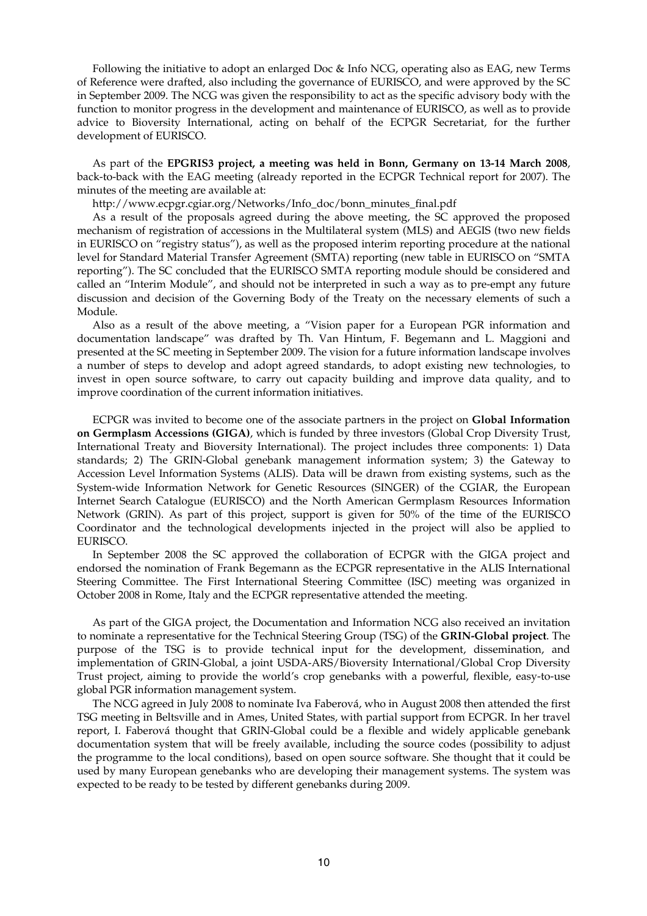Following the initiative to adopt an enlarged Doc & Info NCG, operating also as EAG, new Terms of Reference were drafted, also including the governance of EURISCO, and were approved by the SC in September 2009. The NCG was given the responsibility to act as the specific advisory body with the function to monitor progress in the development and maintenance of EURISCO, as well as to provide advice to Bioversity International, acting on behalf of the ECPGR Secretariat, for the further development of EURISCO.

As part of the **EPGRIS3 project, a meeting was held in Bonn, Germany on 13-14 March 2008**, back-to-back with the EAG meeting (already reported in the ECPGR Technical report for 2007). The minutes of the meeting are available at:

http://www.ecpgr.cgiar.org/Networks/Info_doc/bonn_minutes_final.pdf

As a result of the proposals agreed during the above meeting, the SC approved the proposed mechanism of registration of accessions in the Multilateral system (MLS) and AEGIS (two new fields in EURISCO on "registry status"), as well as the proposed interim reporting procedure at the national level for Standard Material Transfer Agreement (SMTA) reporting (new table in EURISCO on "SMTA reporting"). The SC concluded that the EURISCO SMTA reporting module should be considered and called an "Interim Module", and should not be interpreted in such a way as to pre-empt any future discussion and decision of the Governing Body of the Treaty on the necessary elements of such a Module.

Also as a result of the above meeting, a "Vision paper for a European PGR information and documentation landscape" was drafted by Th. Van Hintum, F. Begemann and L. Maggioni and presented at the SC meeting in September 2009. The vision for a future information landscape involves a number of steps to develop and adopt agreed standards, to adopt existing new technologies, to invest in open source software, to carry out capacity building and improve data quality, and to improve coordination of the current information initiatives.

ECPGR was invited to become one of the associate partners in the project on **Global Information on Germplasm Accessions (GIGA)**, which is funded by three investors (Global Crop Diversity Trust, International Treaty and Bioversity International). The project includes three components: 1) Data standards; 2) The GRIN-Global genebank management information system; 3) the Gateway to Accession Level Information Systems (ALIS). Data will be drawn from existing systems, such as the System-wide Information Network for Genetic Resources (SINGER) of the CGIAR, the European Internet Search Catalogue (EURISCO) and the North American Germplasm Resources Information Network (GRIN). As part of this project, support is given for 50% of the time of the EURISCO Coordinator and the technological developments injected in the project will also be applied to EURISCO.

In September 2008 the SC approved the collaboration of ECPGR with the GIGA project and endorsed the nomination of Frank Begemann as the ECPGR representative in the ALIS International Steering Committee. The First International Steering Committee (ISC) meeting was organized in October 2008 in Rome, Italy and the ECPGR representative attended the meeting.

As part of the GIGA project, the Documentation and Information NCG also received an invitation to nominate a representative for the Technical Steering Group (TSG) of the **GRIN-Global project**. The purpose of the TSG is to provide technical input for the development, dissemination, and implementation of GRIN-Global, a joint USDA-ARS/Bioversity International/Global Crop Diversity Trust project, aiming to provide the world's crop genebanks with a powerful, flexible, easy-to-use global PGR information management system.

The NCG agreed in July 2008 to nominate Iva Faberová, who in August 2008 then attended the first TSG meeting in Beltsville and in Ames, United States, with partial support from ECPGR. In her travel report, I. Faberová thought that GRIN-Global could be a flexible and widely applicable genebank documentation system that will be freely available, including the source codes (possibility to adjust the programme to the local conditions), based on open source software. She thought that it could be used by many European genebanks who are developing their management systems. The system was expected to be ready to be tested by different genebanks during 2009.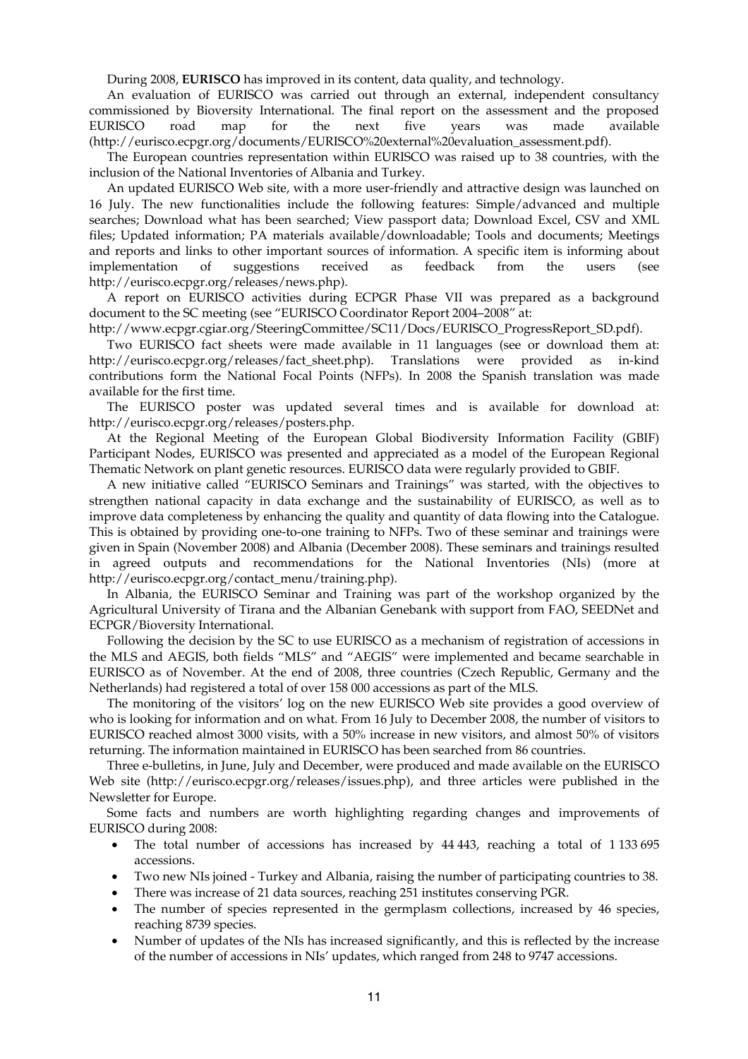During 2008, **EURISCO** has improved in its content, data quality, and technology.

An evaluation of EURISCO was carried out through an external, independent consultancy commissioned by Bioversity International. The final report on the assessment and the proposed EURISCO road map for the next five years was made available (http://eurisco.ecpgr.org/documents/EURISCO%20external%20evaluation_assessment.pdf).

The European countries representation within EURISCO was raised up to 38 countries, with the inclusion of the National Inventories of Albania and Turkey.

An updated EURISCO Web site, with a more user-friendly and attractive design was launched on 16 July. The new functionalities include the following features: Simple/advanced and multiple searches; Download what has been searched; View passport data; Download Excel, CSV and XML files; Updated information; PA materials available/downloadable; Tools and documents; Meetings and reports and links to other important sources of information. A specific item is informing about implementation of suggestions received as feedback from the users (see http://eurisco.ecpgr.org/releases/news.php).

A report on EURISCO activities during ECPGR Phase VII was prepared as a background document to the SC meeting (see "EURISCO Coordinator Report 2004–2008" at: http://www.ecpgr.cgiar.org/SteeringCommittee/SC11/Docs/EURISCO_ProgressReport_SD.pdf).

Two EURISCO fact sheets were made available in 11 languages (see or download them at: http://eurisco.ecpgr.org/releases/fact_sheet.php). Translations were provided as in-kind contributions form the National Focal Points (NFPs). In 2008 the Spanish translation was made available for the first time.

The EURISCO poster was updated several times and is available for download at: http://eurisco.ecpgr.org/releases/posters.php.

At the Regional Meeting of the European Global Biodiversity Information Facility (GBIF) Participant Nodes, EURISCO was presented and appreciated as a model of the European Regional Thematic Network on plant genetic resources. EURISCO data were regularly provided to GBIF.

A new initiative called "EURISCO Seminars and Trainings" was started, with the objectives to strengthen national capacity in data exchange and the sustainability of EURISCO, as well as to improve data completeness by enhancing the quality and quantity of data flowing into the Catalogue. This is obtained by providing one-to-one training to NFPs. Two of these seminar and trainings were given in Spain (November 2008) and Albania (December 2008). These seminars and trainings resulted in agreed outputs and recommendations for the National Inventories (NIs) (more at http://eurisco.ecpgr.org/contact_menu/training.php).

In Albania, the EURISCO Seminar and Training was part of the workshop organized by the Agricultural University of Tirana and the Albanian Genebank with support from FAO, SEEDNet and ECPGR/Bioversity International.

Following the decision by the SC to use EURISCO as a mechanism of registration of accessions in the MLS and AEGIS, both fields "MLS" and "AEGIS" were implemented and became searchable in EURISCO as of November. At the end of 2008, three countries (Czech Republic, Germany and the Netherlands) had registered a total of over 158 000 accessions as part of the MLS.

The monitoring of the visitors' log on the new EURISCO Web site provides a good overview of who is looking for information and on what. From 16 July to December 2008, the number of visitors to EURISCO reached almost 3000 visits, with a 50% increase in new visitors, and almost 50% of visitors returning. The information maintained in EURISCO has been searched from 86 countries.

Three e-bulletins, in June, July and December, were produced and made available on the EURISCO Web site (http://eurisco.ecpgr.org/releases/issues.php), and three articles were published in the Newsletter for Europe.

Some facts and numbers are worth highlighting regarding changes and improvements of EURISCO during 2008:

- The total number of accessions has increased by 44 443, reaching a total of 1 133 695 accessions.
- Two new NIs joined - Turkey and Albania, raising the number of participating countries to 38.
- There was increase of 21 data sources, reaching 251 institutes conserving PGR.
- The number of species represented in the germplasm collections, increased by 46 species, reaching 8739 species.
- Number of updates of the NIs has increased significantly, and this is reflected by the increase of the number of accessions in NIs' updates, which ranged from 248 to 9747 accessions.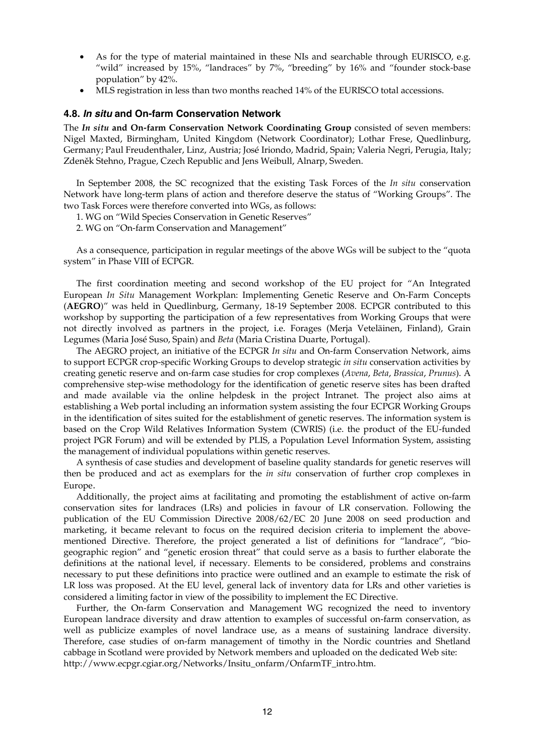- As for the type of material maintained in these NIs and searchable through EURISCO, e.g. "wild" increased by 15%, "landraces" by 7%, "breeding" by 16% and "founder stock-base population" by 42%.
- MLS registration in less than two months reached 14% of the EURISCO total accessions.

### 4.8. *In situ* and On-farm Conservation Network

The ***In situ*** **and On-farm Conservation Network Coordinating Group** consisted of seven members: Nigel Maxted, Birmingham, United Kingdom (Network Coordinator); Lothar Frese, Quedlinburg, Germany; Paul Freudenthaler, Linz, Austria; José Iriondo, Madrid, Spain; Valeria Negri, Perugia, Italy; Zdeněk Stehno, Prague, Czech Republic and Jens Weibull, Alnarp, Sweden.

In September 2008, the SC recognized that the existing Task Forces of the *In situ* conservation Network have long-term plans of action and therefore deserve the status of "Working Groups". The two Task Forces were therefore converted into WGs, as follows:

1. WG on "Wild Species Conservation in Genetic Reserves"
2. WG on "On-farm Conservation and Management"

As a consequence, participation in regular meetings of the above WGs will be subject to the "quota system" in Phase VIII of ECPGR.

The first coordination meeting and second workshop of the EU project for "An Integrated European *In Situ* Management Workplan: Implementing Genetic Reserve and On-Farm Concepts (**AEGRO**)" was held in Quedlinburg, Germany, 18-19 September 2008. ECPGR contributed to this workshop by supporting the participation of a few representatives from Working Groups that were not directly involved as partners in the project, i.e. Forages (Merja Veteläinen, Finland), Grain Legumes (Maria José Suso, Spain) and *Beta* (Maria Cristina Duarte, Portugal).

The AEGRO project, an initiative of the ECPGR *In situ* and On-farm Conservation Network, aims to support ECPGR crop-specific Working Groups to develop strategic *in situ* conservation activities by creating genetic reserve and on-farm case studies for crop complexes (*Avena*, *Beta*, *Brassica*, *Prunus*). A comprehensive step-wise methodology for the identification of genetic reserve sites has been drafted and made available via the online helpdesk in the project Intranet. The project also aims at establishing a Web portal including an information system assisting the four ECPGR Working Groups in the identification of sites suited for the establishment of genetic reserves. The information system is based on the Crop Wild Relatives Information System (CWRIS) (i.e. the product of the EU-funded project PGR Forum) and will be extended by PLIS, a Population Level Information System, assisting the management of individual populations within genetic reserves.

A synthesis of case studies and development of baseline quality standards for genetic reserves will then be produced and act as exemplars for the *in situ* conservation of further crop complexes in Europe.

Additionally, the project aims at facilitating and promoting the establishment of active on-farm conservation sites for landraces (LRs) and policies in favour of LR conservation. Following the publication of the EU Commission Directive 2008/62/EC 20 June 2008 on seed production and marketing, it became relevant to focus on the required decision criteria to implement the above-mentioned Directive. Therefore, the project generated a list of definitions for "landrace", "bio-geographic region" and "genetic erosion threat" that could serve as a basis to further elaborate the definitions at the national level, if necessary. Elements to be considered, problems and constrains necessary to put these definitions into practice were outlined and an example to estimate the risk of LR loss was proposed. At the EU level, general lack of inventory data for LRs and other varieties is considered a limiting factor in view of the possibility to implement the EC Directive.

Further, the On-farm Conservation and Management WG recognized the need to inventory European landrace diversity and draw attention to examples of successful on-farm conservation, as well as publicize examples of novel landrace use, as a means of sustaining landrace diversity. Therefore, case studies of on-farm management of timothy in the Nordic countries and Shetland cabbage in Scotland were provided by Network members and uploaded on the dedicated Web site: http://www.ecpgr.cgiar.org/Networks/Insitu_onfarm/OnfarmTF_intro.htm.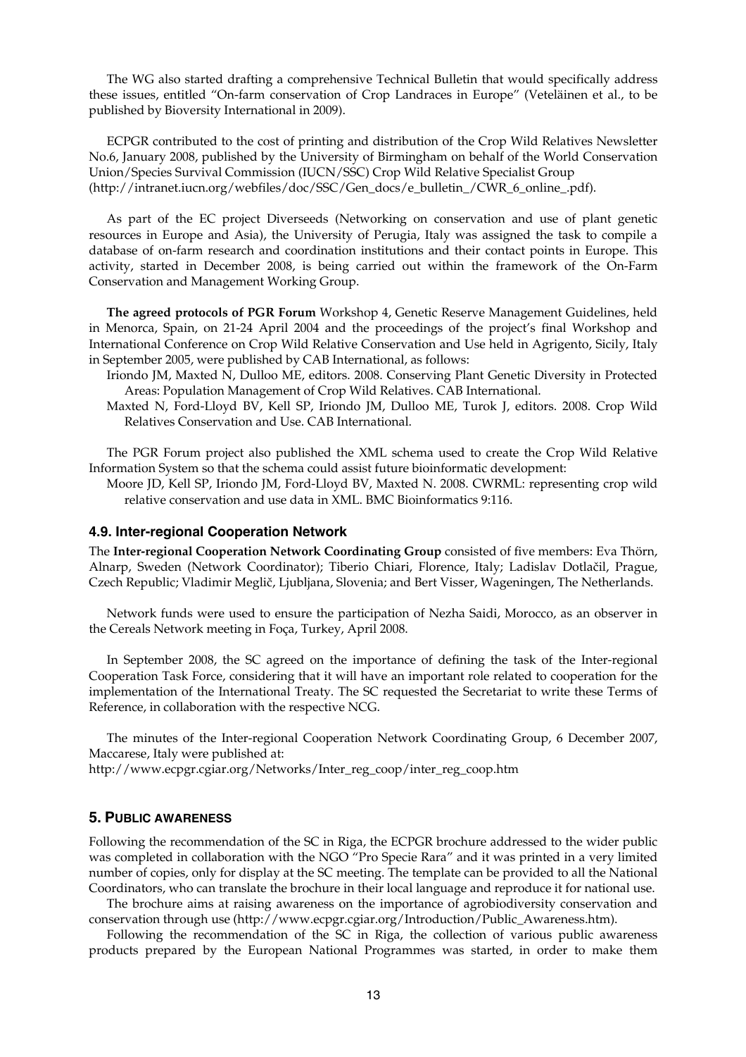The WG also started drafting a comprehensive Technical Bulletin that would specifically address these issues, entitled "On-farm conservation of Crop Landraces in Europe" (Veteläinen et al., to be published by Bioversity International in 2009).

ECPGR contributed to the cost of printing and distribution of the Crop Wild Relatives Newsletter No.6, January 2008, published by the University of Birmingham on behalf of the World Conservation Union/Species Survival Commission (IUCN/SSC) Crop Wild Relative Specialist Group (http://intranet.iucn.org/webfiles/doc/SSC/Gen_docs/e_bulletin_/CWR_6_online_.pdf).

As part of the EC project Diverseeds (Networking on conservation and use of plant genetic resources in Europe and Asia), the University of Perugia, Italy was assigned the task to compile a database of on-farm research and coordination institutions and their contact points in Europe. This activity, started in December 2008, is being carried out within the framework of the On-Farm Conservation and Management Working Group.

**The agreed protocols of PGR Forum** Workshop 4, Genetic Reserve Management Guidelines, held in Menorca, Spain, on 21-24 April 2004 and the proceedings of the project's final Workshop and International Conference on Crop Wild Relative Conservation and Use held in Agrigento, Sicily, Italy in September 2005, were published by CAB International, as follows:

Iriondo JM, Maxted N, Dulloo ME, editors. 2008. Conserving Plant Genetic Diversity in Protected Areas: Population Management of Crop Wild Relatives. CAB International.

Maxted N, Ford-Lloyd BV, Kell SP, Iriondo JM, Dulloo ME, Turok J, editors. 2008. Crop Wild Relatives Conservation and Use. CAB International.

The PGR Forum project also published the XML schema used to create the Crop Wild Relative Information System so that the schema could assist future bioinformatic development:

Moore JD, Kell SP, Iriondo JM, Ford-Lloyd BV, Maxted N. 2008. CWRML: representing crop wild relative conservation and use data in XML. BMC Bioinformatics 9:116.

### 4.9. Inter-regional Cooperation Network

The **Inter-regional Cooperation Network Coordinating Group** consisted of five members: Eva Thörn, Alnarp, Sweden (Network Coordinator); Tiberio Chiari, Florence, Italy; Ladislav Dotlačil, Prague, Czech Republic; Vladimir Meglič, Ljubljana, Slovenia; and Bert Visser, Wageningen, The Netherlands.

Network funds were used to ensure the participation of Nezha Saidi, Morocco, as an observer in the Cereals Network meeting in Foça, Turkey, April 2008.

In September 2008, the SC agreed on the importance of defining the task of the Inter-regional Cooperation Task Force, considering that it will have an important role related to cooperation for the implementation of the International Treaty. The SC requested the Secretariat to write these Terms of Reference, in collaboration with the respective NCG.

The minutes of the Inter-regional Cooperation Network Coordinating Group, 6 December 2007, Maccarese, Italy were published at:
http://www.ecpgr.cgiar.org/Networks/Inter_reg_coop/inter_reg_coop.htm

## 5. Public awareness

Following the recommendation of the SC in Riga, the ECPGR brochure addressed to the wider public was completed in collaboration with the NGO "Pro Specie Rara" and it was printed in a very limited number of copies, only for display at the SC meeting. The template can be provided to all the National Coordinators, who can translate the brochure in their local language and reproduce it for national use.

The brochure aims at raising awareness on the importance of agrobiodiversity conservation and conservation through use (http://www.ecpgr.cgiar.org/Introduction/Public_Awareness.htm).

Following the recommendation of the SC in Riga, the collection of various public awareness products prepared by the European National Programmes was started, in order to make them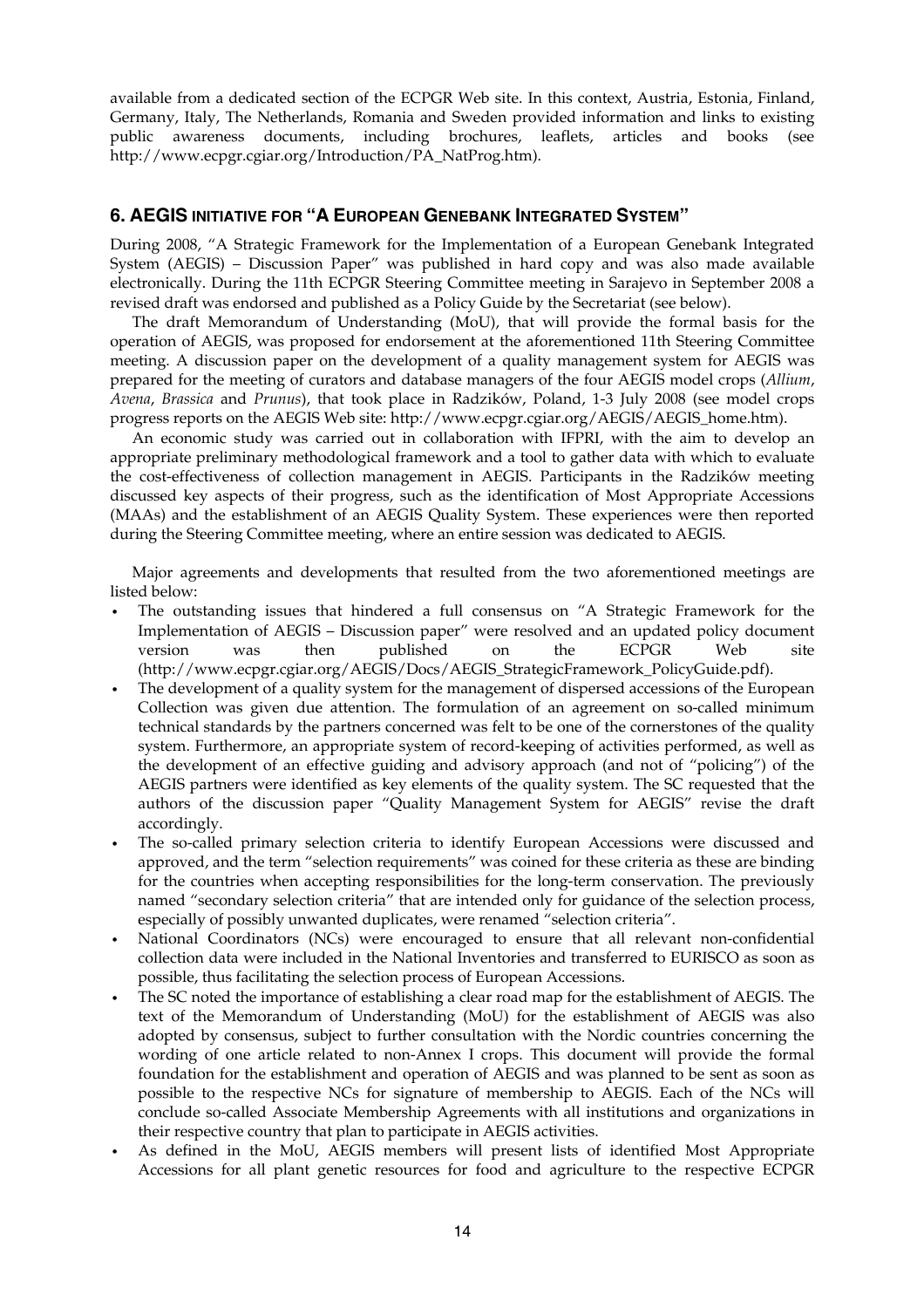available from a dedicated section of the ECPGR Web site. In this context, Austria, Estonia, Finland, Germany, Italy, The Netherlands, Romania and Sweden provided information and links to existing public awareness documents, including brochures, leaflets, articles and books (see http://www.ecpgr.cgiar.org/Introduction/PA_NatProg.htm).

## 6. AEGIS INITIATIVE FOR "A EUROPEAN GENEBANK INTEGRATED SYSTEM"

During 2008, "A Strategic Framework for the Implementation of a European Genebank Integrated System (AEGIS) – Discussion Paper" was published in hard copy and was also made available electronically. During the 11th ECPGR Steering Committee meeting in Sarajevo in September 2008 a revised draft was endorsed and published as a Policy Guide by the Secretariat (see below).

The draft Memorandum of Understanding (MoU), that will provide the formal basis for the operation of AEGIS, was proposed for endorsement at the aforementioned 11th Steering Committee meeting. A discussion paper on the development of a quality management system for AEGIS was prepared for the meeting of curators and database managers of the four AEGIS model crops (*Allium*, *Avena*, *Brassica* and *Prunus*), that took place in Radzików, Poland, 1-3 July 2008 (see model crops progress reports on the AEGIS Web site: http://www.ecpgr.cgiar.org/AEGIS/AEGIS_home.htm).

An economic study was carried out in collaboration with IFPRI, with the aim to develop an appropriate preliminary methodological framework and a tool to gather data with which to evaluate the cost-effectiveness of collection management in AEGIS. Participants in the Radzików meeting discussed key aspects of their progress, such as the identification of Most Appropriate Accessions (MAAs) and the establishment of an AEGIS Quality System. These experiences were then reported during the Steering Committee meeting, where an entire session was dedicated to AEGIS.

Major agreements and developments that resulted from the two aforementioned meetings are listed below:

- The outstanding issues that hindered a full consensus on "A Strategic Framework for the Implementation of AEGIS – Discussion paper" were resolved and an updated policy document version was then published on the ECPGR Web site (http://www.ecpgr.cgiar.org/AEGIS/Docs/AEGIS_StrategicFramework_PolicyGuide.pdf).
- The development of a quality system for the management of dispersed accessions of the European Collection was given due attention. The formulation of an agreement on so-called minimum technical standards by the partners concerned was felt to be one of the cornerstones of the quality system. Furthermore, an appropriate system of record-keeping of activities performed, as well as the development of an effective guiding and advisory approach (and not of "policing") of the AEGIS partners were identified as key elements of the quality system. The SC requested that the authors of the discussion paper "Quality Management System for AEGIS" revise the draft accordingly.
- The so-called primary selection criteria to identify European Accessions were discussed and approved, and the term "selection requirements" was coined for these criteria as these are binding for the countries when accepting responsibilities for the long-term conservation. The previously named "secondary selection criteria" that are intended only for guidance of the selection process, especially of possibly unwanted duplicates, were renamed "selection criteria".
- National Coordinators (NCs) were encouraged to ensure that all relevant non-confidential collection data were included in the National Inventories and transferred to EURISCO as soon as possible, thus facilitating the selection process of European Accessions.
- The SC noted the importance of establishing a clear road map for the establishment of AEGIS. The text of the Memorandum of Understanding (MoU) for the establishment of AEGIS was also adopted by consensus, subject to further consultation with the Nordic countries concerning the wording of one article related to non-Annex I crops. This document will provide the formal foundation for the establishment and operation of AEGIS and was planned to be sent as soon as possible to the respective NCs for signature of membership to AEGIS. Each of the NCs will conclude so-called Associate Membership Agreements with all institutions and organizations in their respective country that plan to participate in AEGIS activities.
- As defined in the MoU, AEGIS members will present lists of identified Most Appropriate Accessions for all plant genetic resources for food and agriculture to the respective ECPGR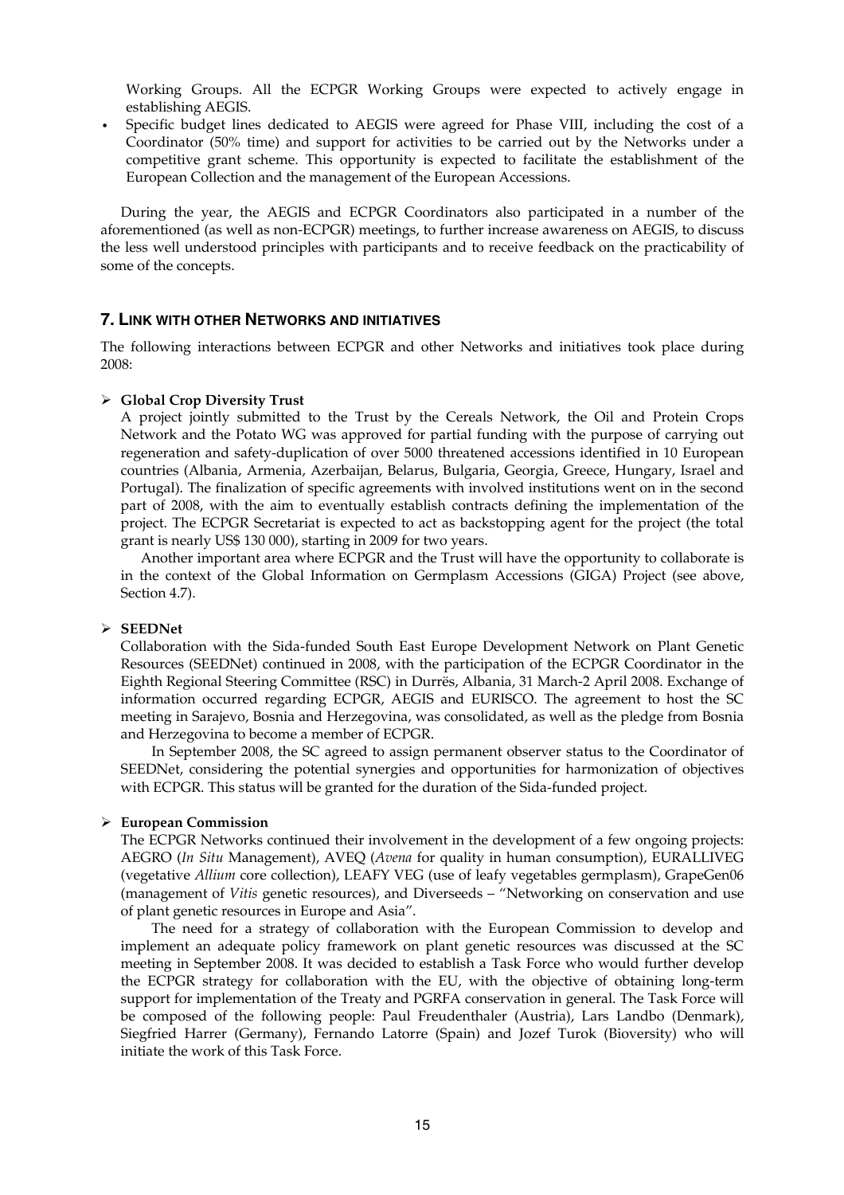Working Groups. All the ECPGR Working Groups were expected to actively engage in establishing AEGIS.

- Specific budget lines dedicated to AEGIS were agreed for Phase VIII, including the cost of a Coordinator (50% time) and support for activities to be carried out by the Networks under a competitive grant scheme. This opportunity is expected to facilitate the establishment of the European Collection and the management of the European Accessions.

During the year, the AEGIS and ECPGR Coordinators also participated in a number of the aforementioned (as well as non-ECPGR) meetings, to further increase awareness on AEGIS, to discuss the less well understood principles with participants and to receive feedback on the practicability of some of the concepts.

## 7. Link with other Networks and initiatives

The following interactions between ECPGR and other Networks and initiatives took place during 2008:

- **Global Crop Diversity Trust**

  A project jointly submitted to the Trust by the Cereals Network, the Oil and Protein Crops Network and the Potato WG was approved for partial funding with the purpose of carrying out regeneration and safety-duplication of over 5000 threatened accessions identified in 10 European countries (Albania, Armenia, Azerbaijan, Belarus, Bulgaria, Georgia, Greece, Hungary, Israel and Portugal). The finalization of specific agreements with involved institutions went on in the second part of 2008, with the aim to eventually establish contracts defining the implementation of the project. The ECPGR Secretariat is expected to act as backstopping agent for the project (the total grant is nearly US$ 130 000), starting in 2009 for two years.

  Another important area where ECPGR and the Trust will have the opportunity to collaborate is in the context of the Global Information on Germplasm Accessions (GIGA) Project (see above, Section 4.7).

- **SEEDNet**

  Collaboration with the Sida-funded South East Europe Development Network on Plant Genetic Resources (SEEDNet) continued in 2008, with the participation of the ECPGR Coordinator in the Eighth Regional Steering Committee (RSC) in Durrës, Albania, 31 March-2 April 2008. Exchange of information occurred regarding ECPGR, AEGIS and EURISCO. The agreement to host the SC meeting in Sarajevo, Bosnia and Herzegovina, was consolidated, as well as the pledge from Bosnia and Herzegovina to become a member of ECPGR.

  In September 2008, the SC agreed to assign permanent observer status to the Coordinator of SEEDNet, considering the potential synergies and opportunities for harmonization of objectives with ECPGR. This status will be granted for the duration of the Sida-funded project.

- **European Commission**

  The ECPGR Networks continued their involvement in the development of a few ongoing projects: AEGRO (*In Situ* Management), AVEQ (*Avena* for quality in human consumption), EURALLIVEG (vegetative *Allium* core collection), LEAFY VEG (use of leafy vegetables germplasm), GrapeGen06 (management of *Vitis* genetic resources), and Diverseeds – "Networking on conservation and use of plant genetic resources in Europe and Asia".

  The need for a strategy of collaboration with the European Commission to develop and implement an adequate policy framework on plant genetic resources was discussed at the SC meeting in September 2008. It was decided to establish a Task Force who would further develop the ECPGR strategy for collaboration with the EU, with the objective of obtaining long-term support for implementation of the Treaty and PGRFA conservation in general. The Task Force will be composed of the following people: Paul Freudenthaler (Austria), Lars Landbo (Denmark), Siegfried Harrer (Germany), Fernando Latorre (Spain) and Jozef Turok (Bioversity) who will initiate the work of this Task Force.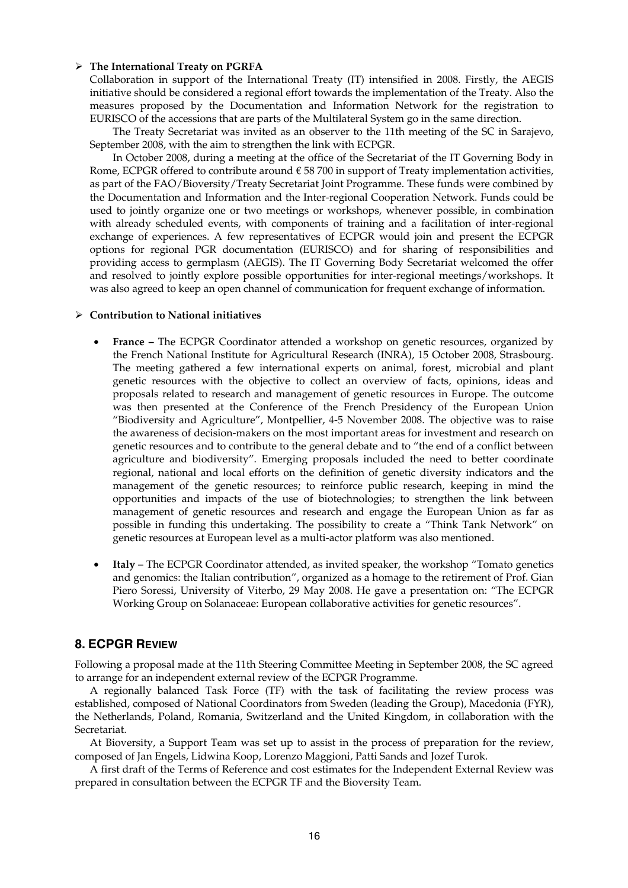- **The International Treaty on PGRFA**

Collaboration in support of the International Treaty (IT) intensified in 2008. Firstly, the AEGIS initiative should be considered a regional effort towards the implementation of the Treaty. Also the measures proposed by the Documentation and Information Network for the registration to EURISCO of the accessions that are parts of the Multilateral System go in the same direction.

The Treaty Secretariat was invited as an observer to the 11th meeting of the SC in Sarajevo, September 2008, with the aim to strengthen the link with ECPGR.

In October 2008, during a meeting at the office of the Secretariat of the IT Governing Body in Rome, ECPGR offered to contribute around € 58 700 in support of Treaty implementation activities, as part of the FAO/Bioversity/Treaty Secretariat Joint Programme. These funds were combined by the Documentation and Information and the Inter-regional Cooperation Network. Funds could be used to jointly organize one or two meetings or workshops, whenever possible, in combination with already scheduled events, with components of training and a facilitation of inter-regional exchange of experiences. A few representatives of ECPGR would join and present the ECPGR options for regional PGR documentation (EURISCO) and for sharing of responsibilities and providing access to germplasm (AEGIS). The IT Governing Body Secretariat welcomed the offer and resolved to jointly explore possible opportunities for inter-regional meetings/workshops. It was also agreed to keep an open channel of communication for frequent exchange of information.

- **Contribution to National initiatives**

  - **France –** The ECPGR Coordinator attended a workshop on genetic resources, organized by the French National Institute for Agricultural Research (INRA), 15 October 2008, Strasbourg. The meeting gathered a few international experts on animal, forest, microbial and plant genetic resources with the objective to collect an overview of facts, opinions, ideas and proposals related to research and management of genetic resources in Europe. The outcome was then presented at the Conference of the French Presidency of the European Union "Biodiversity and Agriculture", Montpellier, 4-5 November 2008. The objective was to raise the awareness of decision-makers on the most important areas for investment and research on genetic resources and to contribute to the general debate and to "the end of a conflict between agriculture and biodiversity". Emerging proposals included the need to better coordinate regional, national and local efforts on the definition of genetic diversity indicators and the management of the genetic resources; to reinforce public research, keeping in mind the opportunities and impacts of the use of biotechnologies; to strengthen the link between management of genetic resources and research and engage the European Union as far as possible in funding this undertaking. The possibility to create a "Think Tank Network" on genetic resources at European level as a multi-actor platform was also mentioned.

  - **Italy –** The ECPGR Coordinator attended, as invited speaker, the workshop "Tomato genetics and genomics: the Italian contribution", organized as a homage to the retirement of Prof. Gian Piero Soressi, University of Viterbo, 29 May 2008. He gave a presentation on: "The ECPGR Working Group on Solanaceae: European collaborative activities for genetic resources".

## 8. ECPGR REVIEW

Following a proposal made at the 11th Steering Committee Meeting in September 2008, the SC agreed to arrange for an independent external review of the ECPGR Programme.

A regionally balanced Task Force (TF) with the task of facilitating the review process was established, composed of National Coordinators from Sweden (leading the Group), Macedonia (FYR), the Netherlands, Poland, Romania, Switzerland and the United Kingdom, in collaboration with the Secretariat.

At Bioversity, a Support Team was set up to assist in the process of preparation for the review, composed of Jan Engels, Lidwina Koop, Lorenzo Maggioni, Patti Sands and Jozef Turok.

A first draft of the Terms of Reference and cost estimates for the Independent External Review was prepared in consultation between the ECPGR TF and the Bioversity Team.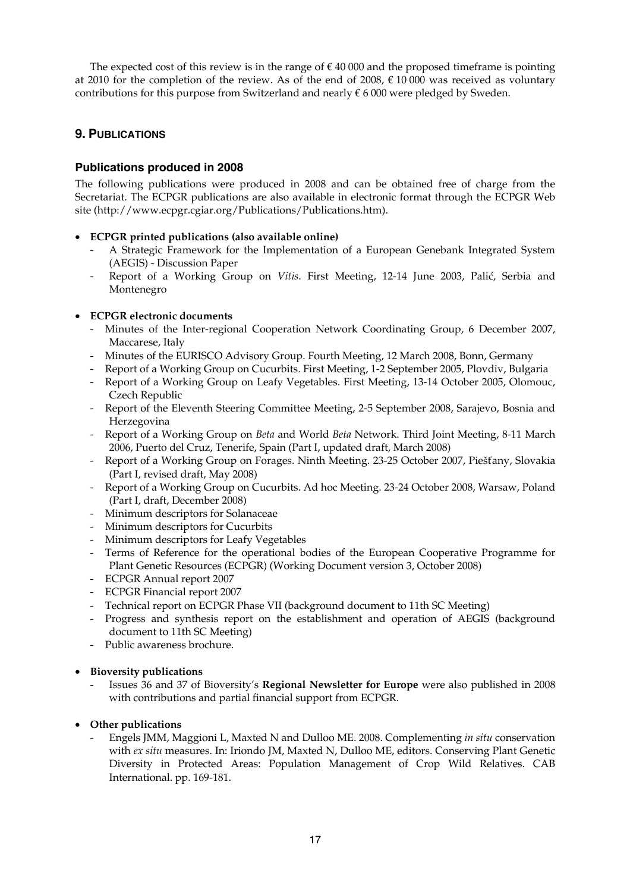The expected cost of this review is in the range of € 40 000 and the proposed timeframe is pointing at 2010 for the completion of the review. As of the end of 2008, € 10 000 was received as voluntary contributions for this purpose from Switzerland and nearly € 6 000 were pledged by Sweden.

## 9. PUBLICATIONS

### Publications produced in 2008

The following publications were produced in 2008 and can be obtained free of charge from the Secretariat. The ECPGR publications are also available in electronic format through the ECPGR Web site (http://www.ecpgr.cgiar.org/Publications/Publications.htm).

- **ECPGR printed publications (also available online)**
  - A Strategic Framework for the Implementation of a European Genebank Integrated System (AEGIS) - Discussion Paper
  - Report of a Working Group on *Vitis*. First Meeting, 12-14 June 2003, Palić, Serbia and Montenegro

- **ECPGR electronic documents**
  - Minutes of the Inter-regional Cooperation Network Coordinating Group, 6 December 2007, Maccarese, Italy
  - Minutes of the EURISCO Advisory Group. Fourth Meeting, 12 March 2008, Bonn, Germany
  - Report of a Working Group on Cucurbits. First Meeting, 1-2 September 2005, Plovdiv, Bulgaria
  - Report of a Working Group on Leafy Vegetables. First Meeting, 13-14 October 2005, Olomouc, Czech Republic
  - Report of the Eleventh Steering Committee Meeting, 2-5 September 2008, Sarajevo, Bosnia and Herzegovina
  - Report of a Working Group on *Beta* and World *Beta* Network. Third Joint Meeting, 8-11 March 2006, Puerto del Cruz, Tenerife, Spain (Part I, updated draft, March 2008)
  - Report of a Working Group on Forages. Ninth Meeting. 23-25 October 2007, Piešťany, Slovakia (Part I, revised draft, May 2008)
  - Report of a Working Group on Cucurbits. Ad hoc Meeting. 23-24 October 2008, Warsaw, Poland (Part I, draft, December 2008)
  - Minimum descriptors for Solanaceae
  - Minimum descriptors for Cucurbits
  - Minimum descriptors for Leafy Vegetables
  - Terms of Reference for the operational bodies of the European Cooperative Programme for Plant Genetic Resources (ECPGR) (Working Document version 3, October 2008)
  - ECPGR Annual report 2007
  - ECPGR Financial report 2007
  - Technical report on ECPGR Phase VII (background document to 11th SC Meeting)
  - Progress and synthesis report on the establishment and operation of AEGIS (background document to 11th SC Meeting)
  - Public awareness brochure.

- **Bioversity publications**
  - Issues 36 and 37 of Bioversity's **Regional Newsletter for Europe** were also published in 2008 with contributions and partial financial support from ECPGR.

- **Other publications**
  - Engels JMM, Maggioni L, Maxted N and Dulloo ME. 2008. Complementing *in situ* conservation with *ex situ* measures. In: Iriondo JM, Maxted N, Dulloo ME, editors. Conserving Plant Genetic Diversity in Protected Areas: Population Management of Crop Wild Relatives. CAB International. pp. 169-181.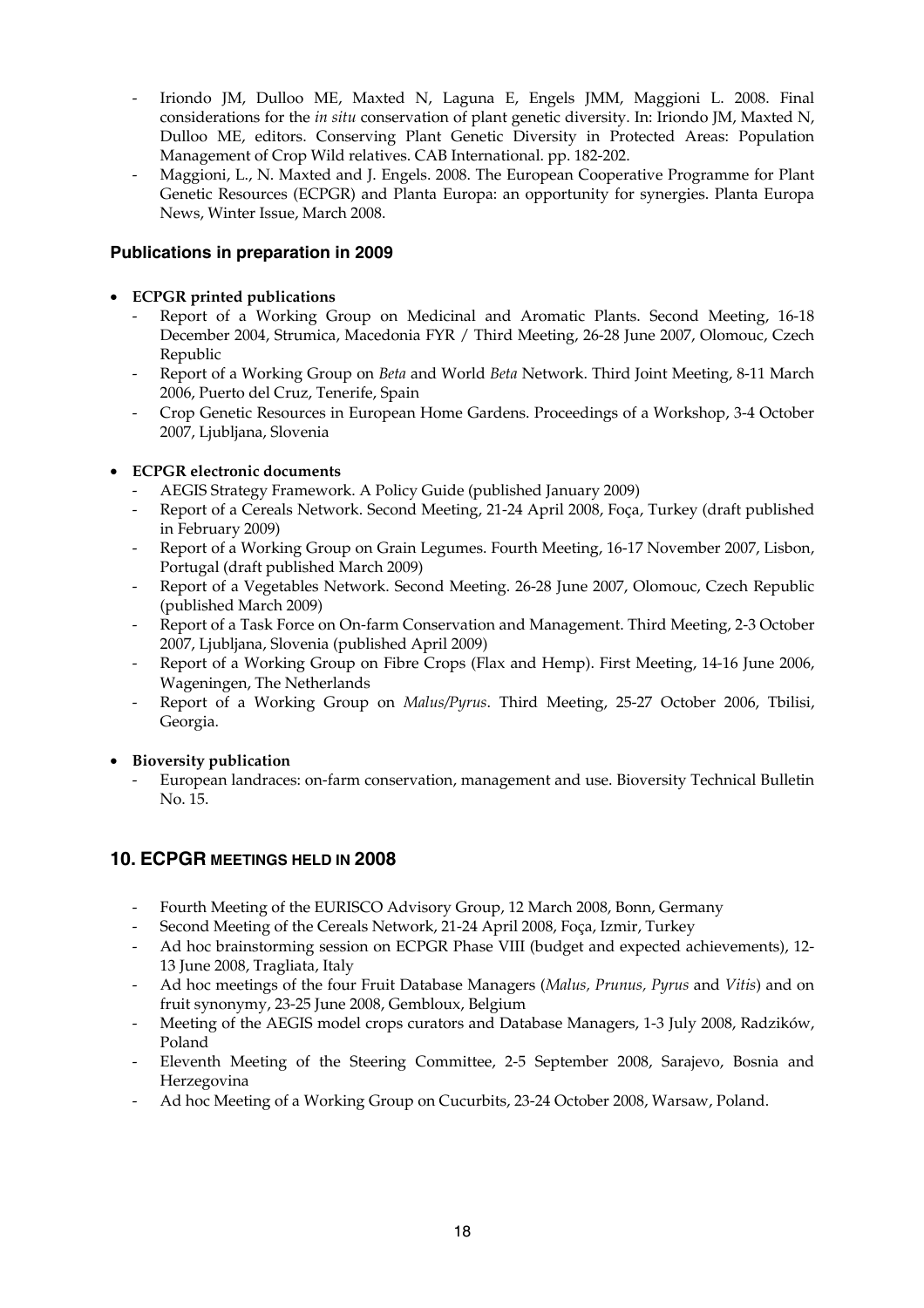- Iriondo JM, Dulloo ME, Maxted N, Laguna E, Engels JMM, Maggioni L. 2008. Final considerations for the *in situ* conservation of plant genetic diversity. In: Iriondo JM, Maxted N, Dulloo ME, editors. Conserving Plant Genetic Diversity in Protected Areas: Population Management of Crop Wild relatives. CAB International. pp. 182-202.
- Maggioni, L., N. Maxted and J. Engels. 2008. The European Cooperative Programme for Plant Genetic Resources (ECPGR) and Planta Europa: an opportunity for synergies. Planta Europa News, Winter Issue, March 2008.

### Publications in preparation in 2009

- **ECPGR printed publications**
  - Report of a Working Group on Medicinal and Aromatic Plants. Second Meeting, 16-18 December 2004, Strumica, Macedonia FYR / Third Meeting, 26-28 June 2007, Olomouc, Czech Republic
  - Report of a Working Group on *Beta* and World *Beta* Network. Third Joint Meeting, 8-11 March 2006, Puerto del Cruz, Tenerife, Spain
  - Crop Genetic Resources in European Home Gardens. Proceedings of a Workshop, 3-4 October 2007, Ljubljana, Slovenia

- **ECPGR electronic documents**
  - AEGIS Strategy Framework. A Policy Guide (published January 2009)
  - Report of a Cereals Network. Second Meeting, 21-24 April 2008, Foça, Turkey (draft published in February 2009)
  - Report of a Working Group on Grain Legumes. Fourth Meeting, 16-17 November 2007, Lisbon, Portugal (draft published March 2009)
  - Report of a Vegetables Network. Second Meeting. 26-28 June 2007, Olomouc, Czech Republic (published March 2009)
  - Report of a Task Force on On-farm Conservation and Management. Third Meeting, 2-3 October 2007, Ljubljana, Slovenia (published April 2009)
  - Report of a Working Group on Fibre Crops (Flax and Hemp). First Meeting, 14-16 June 2006, Wageningen, The Netherlands
  - Report of a Working Group on *Malus/Pyrus*. Third Meeting, 25-27 October 2006, Tbilisi, Georgia.

- **Bioversity publication**
  - European landraces: on-farm conservation, management and use. Bioversity Technical Bulletin No. 15.

## 10. ECPGR MEETINGS HELD IN 2008

- Fourth Meeting of the EURISCO Advisory Group, 12 March 2008, Bonn, Germany
- Second Meeting of the Cereals Network, 21-24 April 2008, Foça, Izmir, Turkey
- Ad hoc brainstorming session on ECPGR Phase VIII (budget and expected achievements), 12-13 June 2008, Tragliata, Italy
- Ad hoc meetings of the four Fruit Database Managers (*Malus, Prunus, Pyrus* and *Vitis*) and on fruit synonymy, 23-25 June 2008, Gembloux, Belgium
- Meeting of the AEGIS model crops curators and Database Managers, 1-3 July 2008, Radzików, Poland
- Eleventh Meeting of the Steering Committee, 2-5 September 2008, Sarajevo, Bosnia and Herzegovina
- Ad hoc Meeting of a Working Group on Cucurbits, 23-24 October 2008, Warsaw, Poland.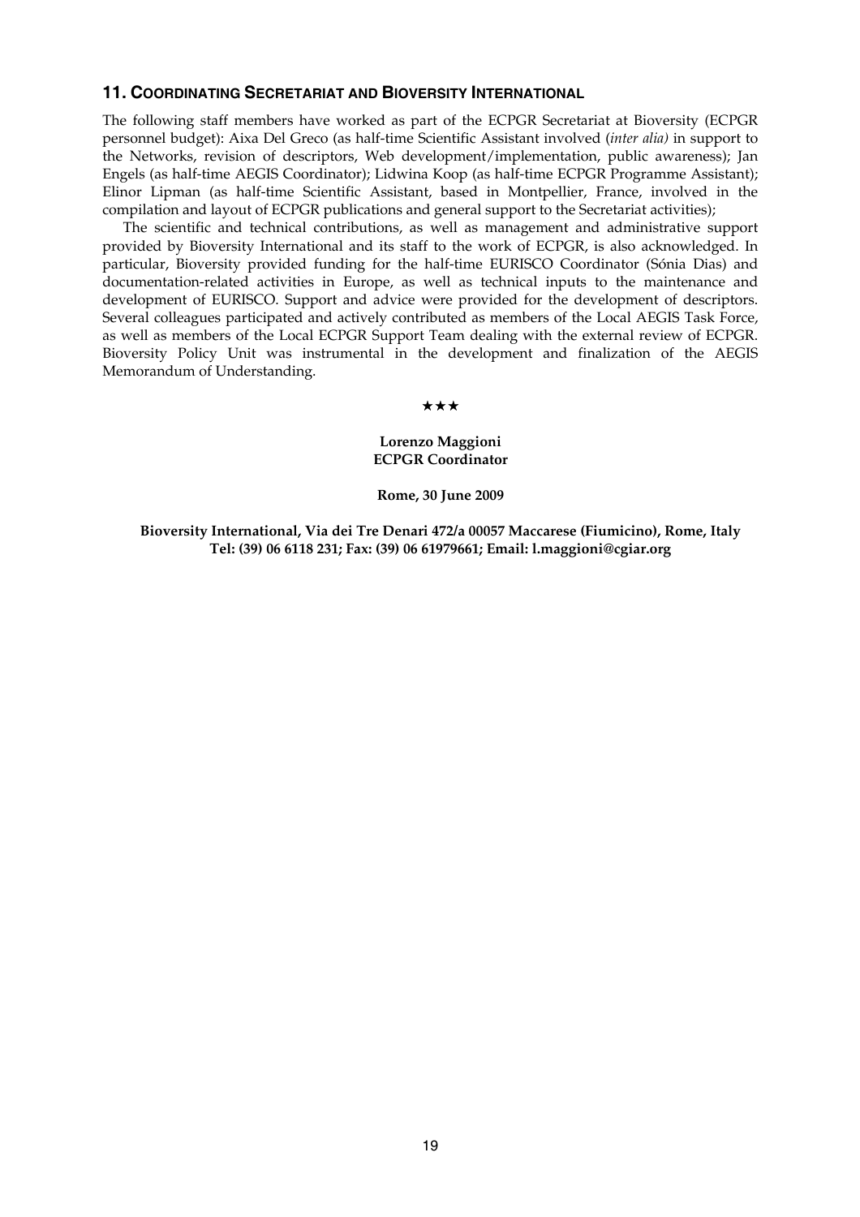## 11. Coordinating Secretariat and Bioversity International

The following staff members have worked as part of the ECPGR Secretariat at Bioversity (ECPGR personnel budget): Aixa Del Greco (as half-time Scientific Assistant involved (*inter alia)* in support to the Networks, revision of descriptors, Web development/implementation, public awareness); Jan Engels (as half-time AEGIS Coordinator); Lidwina Koop (as half-time ECPGR Programme Assistant); Elinor Lipman (as half-time Scientific Assistant, based in Montpellier, France, involved in the compilation and layout of ECPGR publications and general support to the Secretariat activities);

The scientific and technical contributions, as well as management and administrative support provided by Bioversity International and its staff to the work of ECPGR, is also acknowledged. In particular, Bioversity provided funding for the half-time EURISCO Coordinator (Sónia Dias) and documentation-related activities in Europe, as well as technical inputs to the maintenance and development of EURISCO. Support and advice were provided for the development of descriptors. Several colleagues participated and actively contributed as members of the Local AEGIS Task Force, as well as members of the Local ECPGR Support Team dealing with the external review of ECPGR. Bioversity Policy Unit was instrumental in the development and finalization of the AEGIS Memorandum of Understanding.

★★★

**Lorenzo Maggioni**
**ECPGR Coordinator**

**Rome, 30 June 2009**

**Bioversity International, Via dei Tre Denari 472/a 00057 Maccarese (Fiumicino), Rome, Italy**
**Tel: (39) 06 6118 231; Fax: (39) 06 61979661; Email: l.maggioni@cgiar.org**